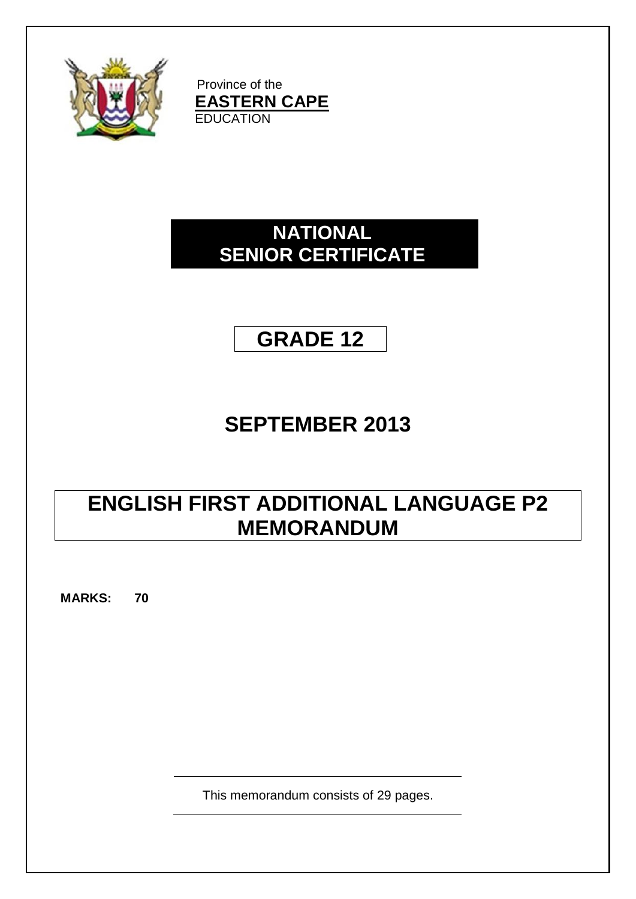Province of the
**EASTERN CAPE**
EDUCATION

# NATIONAL SENIOR CERTIFICATE

# GRADE 12

## SEPTEMBER 2013

# ENGLISH FIRST ADDITIONAL LANGUAGE P2 MEMORANDUM

**MARKS: 70**

This memorandum consists of 29 pages.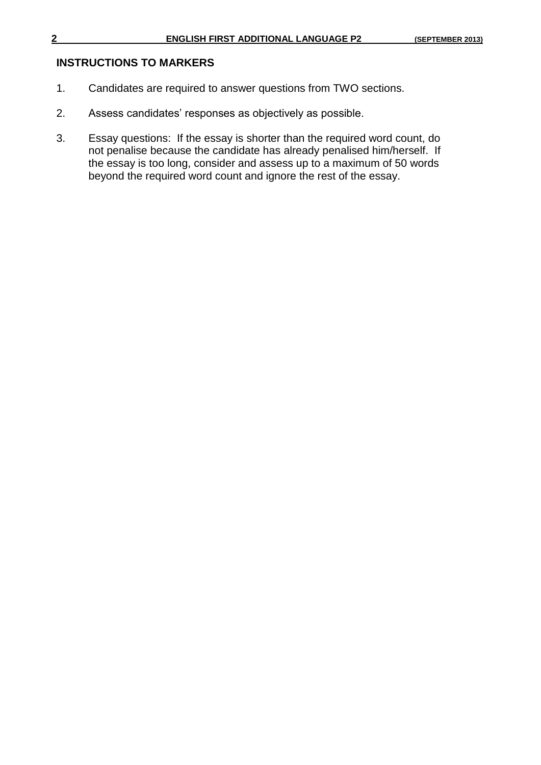## INSTRUCTIONS TO MARKERS

1. Candidates are required to answer questions from TWO sections.
2. Assess candidates' responses as objectively as possible.
3. Essay questions: If the essay is shorter than the required word count, do not penalise because the candidate has already penalised him/herself. If the essay is too long, consider and assess up to a maximum of 50 words beyond the required word count and ignore the rest of the essay.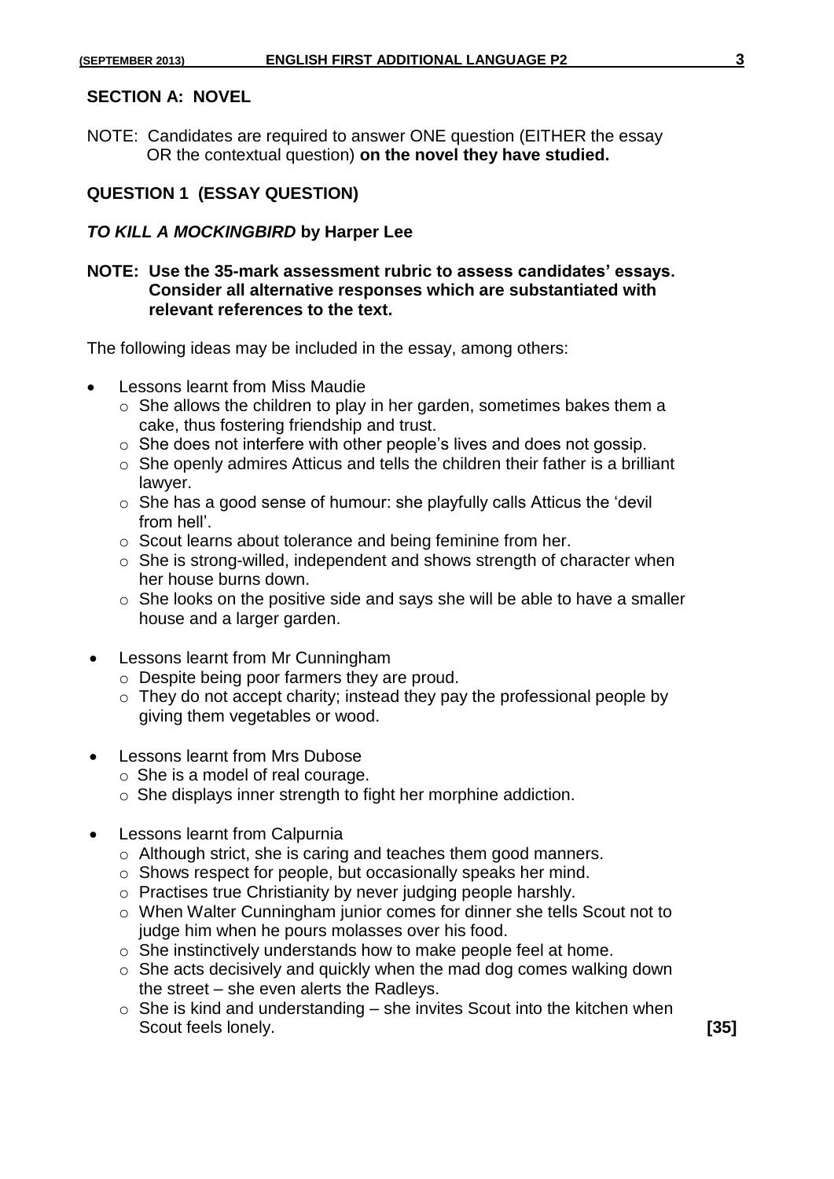## SECTION A: NOVEL

NOTE: Candidates are required to answer ONE question (EITHER the essay OR the contextual question) **on the novel they have studied.**

### QUESTION 1 (ESSAY QUESTION)

***TO KILL A MOCKINGBIRD*** **by Harper Lee**

**NOTE: Use the 35-mark assessment rubric to assess candidates' essays. Consider all alternative responses which are substantiated with relevant references to the text.**

The following ideas may be included in the essay, among others:

- Lessons learnt from Miss Maudie
  - She allows the children to play in her garden, sometimes bakes them a cake, thus fostering friendship and trust.
  - She does not interfere with other people's lives and does not gossip.
  - She openly admires Atticus and tells the children their father is a brilliant lawyer.
  - She has a good sense of humour: she playfully calls Atticus the 'devil from hell'.
  - Scout learns about tolerance and being feminine from her.
  - She is strong-willed, independent and shows strength of character when her house burns down.
  - She looks on the positive side and says she will be able to have a smaller house and a larger garden.
- Lessons learnt from Mr Cunningham
  - Despite being poor farmers they are proud.
  - They do not accept charity; instead they pay the professional people by giving them vegetables or wood.
- Lessons learnt from Mrs Dubose
  - She is a model of real courage.
  - She displays inner strength to fight her morphine addiction.
- Lessons learnt from Calpurnia
  - Although strict, she is caring and teaches them good manners.
  - Shows respect for people, but occasionally speaks her mind.
  - Practises true Christianity by never judging people harshly.
  - When Walter Cunningham junior comes for dinner she tells Scout not to judge him when he pours molasses over his food.
  - She instinctively understands how to make people feel at home.
  - She acts decisively and quickly when the mad dog comes walking down the street – she even alerts the Radleys.
  - She is kind and understanding – she invites Scout into the kitchen when Scout feels lonely. **[35]**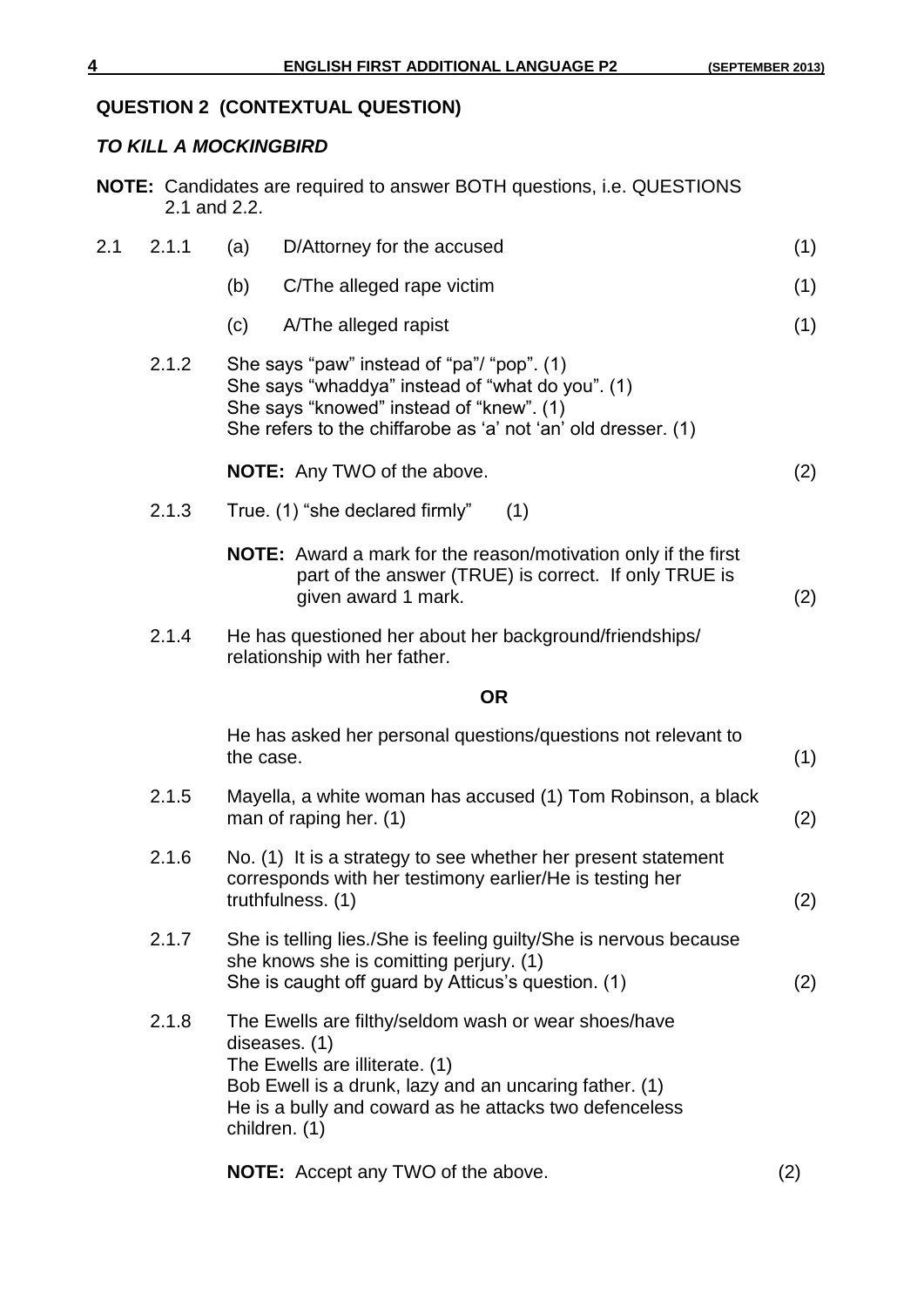## QUESTION 2 (CONTEXTUAL QUESTION)

### *TO KILL A MOCKINGBIRD*

**NOTE:** Candidates are required to answer BOTH questions, i.e. QUESTIONS 2.1 and 2.2.

2.1

2.1.1 (a) D/Attorney for the accused (1)

(b) C/The alleged rape victim (1)

(c) A/The alleged rapist (1)

2.1.2 She says "paw" instead of "pa"/ "pop". (1)
She says "whaddya" instead of "what do you". (1)
She says "knowed" instead of "knew". (1)
She refers to the chiffarobe as 'a' not 'an' old dresser. (1)

**NOTE:** Any TWO of the above. (2)

2.1.3 True. (1) "she declared firmly" (1)

**NOTE:** Award a mark for the reason/motivation only if the first part of the answer (TRUE) is correct. If only TRUE is given award 1 mark. (2)

2.1.4 He has questioned her about her background/friendships/ relationship with her father.

**OR**

He has asked her personal questions/questions not relevant to the case. (1)

2.1.5 Mayella, a white woman has accused (1) Tom Robinson, a black man of raping her. (1) (2)

2.1.6 No. (1) It is a strategy to see whether her present statement corresponds with her testimony earlier/He is testing her truthfulness. (1) (2)

2.1.7 She is telling lies./She is feeling guilty/She is nervous because she knows she is comitting perjury. (1)
She is caught off guard by Atticus's question. (1) (2)

2.1.8 The Ewells are filthy/seldom wash or wear shoes/have diseases. (1)
The Ewells are illiterate. (1)
Bob Ewell is a drunk, lazy and an uncaring father. (1)
He is a bully and coward as he attacks two defenceless children. (1)

**NOTE:** Accept any TWO of the above. (2)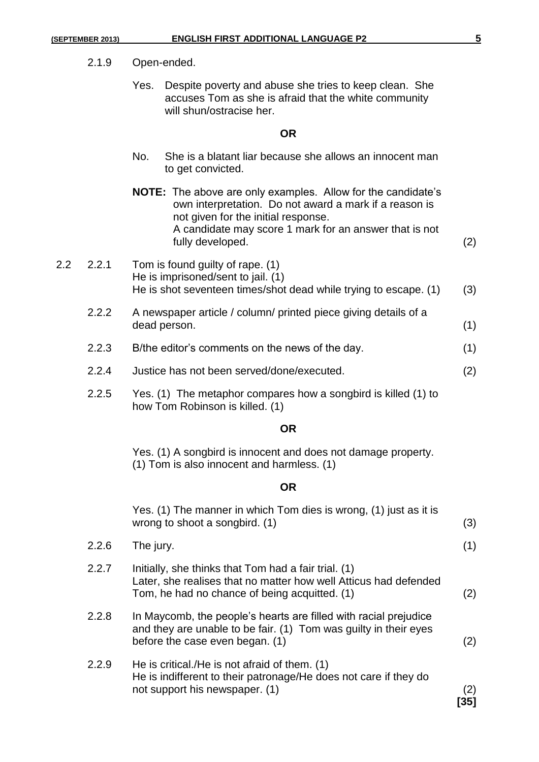2.1.9 Open-ended.

Yes. Despite poverty and abuse she tries to keep clean. She accuses Tom as she is afraid that the white community will shun/ostracise her.

**OR**

No. She is a blatant liar because she allows an innocent man to get convicted.

**NOTE:** The above are only examples. Allow for the candidate's own interpretation. Do not award a mark if a reason is not given for the initial response. A candidate may score 1 mark for an answer that is not fully developed. (2)

2.2

2.2.1 Tom is found guilty of rape. (1)
He is imprisoned/sent to jail. (1)
He is shot seventeen times/shot dead while trying to escape. (1) (3)

2.2.2 A newspaper article / column/ printed piece giving details of a dead person. (1)

2.2.3 B/the editor's comments on the news of the day. (1)

2.2.4 Justice has not been served/done/executed. (2)

2.2.5 Yes. (1) The metaphor compares how a songbird is killed (1) to how Tom Robinson is killed. (1)

**OR**

Yes. (1) A songbird is innocent and does not damage property. (1) Tom is also innocent and harmless. (1)

**OR**

Yes. (1) The manner in which Tom dies is wrong, (1) just as it is wrong to shoot a songbird. (1) (3)

2.2.6 The jury. (1)

2.2.7 Initially, she thinks that Tom had a fair trial. (1)
Later, she realises that no matter how well Atticus had defended Tom, he had no chance of being acquitted. (1) (2)

2.2.8 In Maycomb, the people's hearts are filled with racial prejudice and they are unable to be fair. (1) Tom was guilty in their eyes before the case even began. (1) (2)

2.2.9 He is critical./He is not afraid of them. (1)
He is indifferent to their patronage/He does not care if they do not support his newspaper. (1) (2)

**[35]**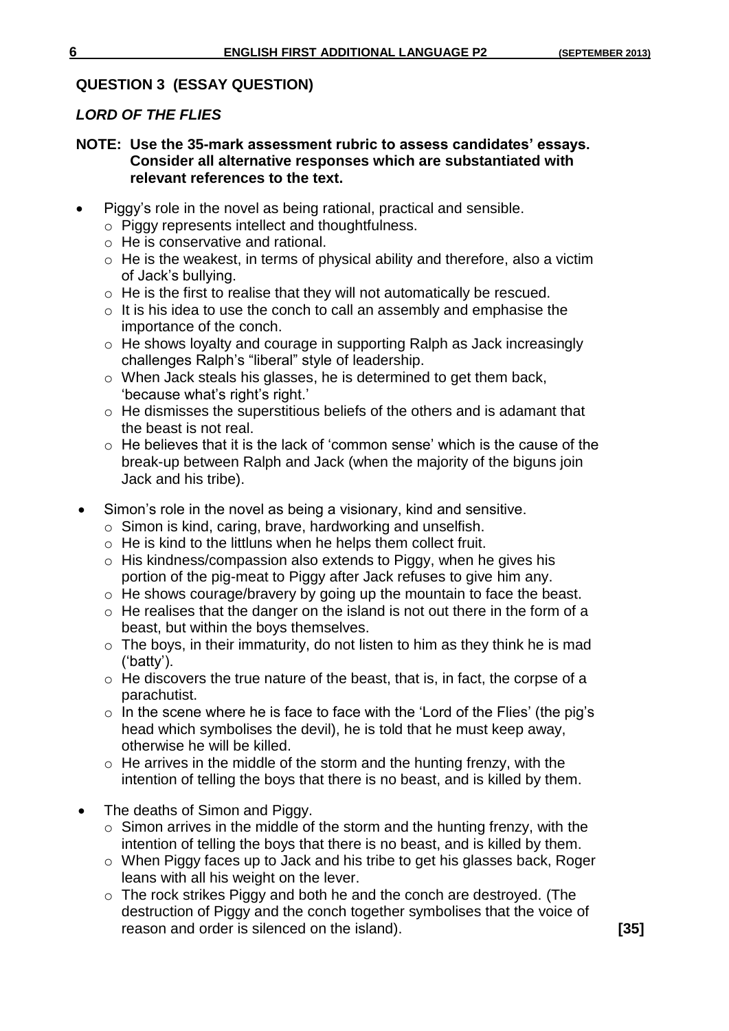## QUESTION 3 (ESSAY QUESTION)

### *LORD OF THE FLIES*

**NOTE: Use the 35-mark assessment rubric to assess candidates' essays. Consider all alternative responses which are substantiated with relevant references to the text.**

- Piggy's role in the novel as being rational, practical and sensible.
  - Piggy represents intellect and thoughtfulness.
  - He is conservative and rational.
  - He is the weakest, in terms of physical ability and therefore, also a victim of Jack's bullying.
  - He is the first to realise that they will not automatically be rescued.
  - It is his idea to use the conch to call an assembly and emphasise the importance of the conch.
  - He shows loyalty and courage in supporting Ralph as Jack increasingly challenges Ralph's "liberal" style of leadership.
  - When Jack steals his glasses, he is determined to get them back, 'because what's right's right.'
  - He dismisses the superstitious beliefs of the others and is adamant that the beast is not real.
  - He believes that it is the lack of 'common sense' which is the cause of the break-up between Ralph and Jack (when the majority of the biguns join Jack and his tribe).
- Simon's role in the novel as being a visionary, kind and sensitive.
  - Simon is kind, caring, brave, hardworking and unselfish.
  - He is kind to the littluns when he helps them collect fruit.
  - His kindness/compassion also extends to Piggy, when he gives his portion of the pig-meat to Piggy after Jack refuses to give him any.
  - He shows courage/bravery by going up the mountain to face the beast.
  - He realises that the danger on the island is not out there in the form of a beast, but within the boys themselves.
  - The boys, in their immaturity, do not listen to him as they think he is mad ('batty').
  - He discovers the true nature of the beast, that is, in fact, the corpse of a parachutist.
  - In the scene where he is face to face with the 'Lord of the Flies' (the pig's head which symbolises the devil), he is told that he must keep away, otherwise he will be killed.
  - He arrives in the middle of the storm and the hunting frenzy, with the intention of telling the boys that there is no beast, and is killed by them.
- The deaths of Simon and Piggy.
  - Simon arrives in the middle of the storm and the hunting frenzy, with the intention of telling the boys that there is no beast, and is killed by them.
  - When Piggy faces up to Jack and his tribe to get his glasses back, Roger leans with all his weight on the lever.
  - The rock strikes Piggy and both he and the conch are destroyed. (The destruction of Piggy and the conch together symbolises that the voice of reason and order is silenced on the island). **[35]**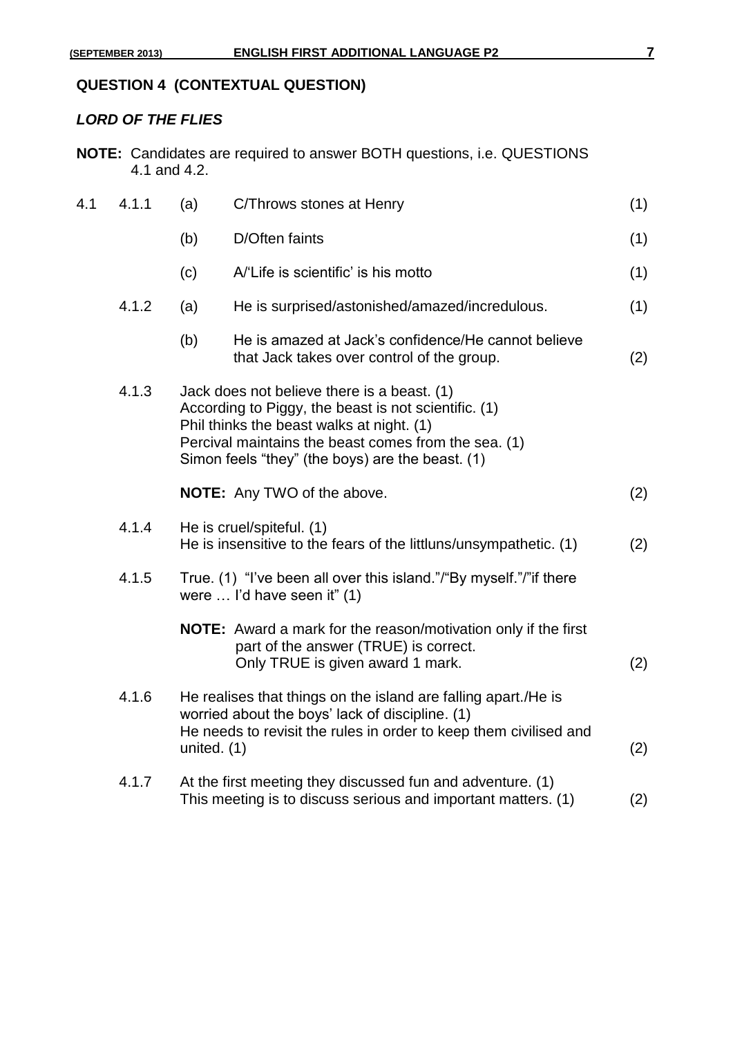## QUESTION 4 (CONTEXTUAL QUESTION)

### *LORD OF THE FLIES*

**NOTE:** Candidates are required to answer BOTH questions, i.e. QUESTIONS 4.1 and 4.2.

| | | | | |
|---|---|---|---|---|
| 4.1 | 4.1.1 | (a) | C/Throws stones at Henry | (1) |
| | | (b) | D/Often faints | (1) |
| | | (c) | A/'Life is scientific' is his motto | (1) |
| | 4.1.2 | (a) | He is surprised/astonished/amazed/incredulous. | (1) |
| | | (b) | He is amazed at Jack's confidence/He cannot believe that Jack takes over control of the group. | (2) |
| | 4.1.3 | | Jack does not believe there is a beast. (1)<br>According to Piggy, the beast is not scientific. (1)<br>Phil thinks the beast walks at night. (1)<br>Percival maintains the beast comes from the sea. (1)<br>Simon feels "they" (the boys) are the beast. (1)<br><br>**NOTE:** Any TWO of the above. | (2) |
| | 4.1.4 | | He is cruel/spiteful. (1)<br>He is insensitive to the fears of the littluns/unsympathetic. (1) | (2) |
| | 4.1.5 | | True. (1) "I've been all over this island."/"By myself."/"if there were … I'd have seen it" (1)<br><br>**NOTE:** Award a mark for the reason/motivation only if the first part of the answer (TRUE) is correct. Only TRUE is given award 1 mark. | (2) |
| | 4.1.6 | | He realises that things on the island are falling apart./He is worried about the boys' lack of discipline. (1)<br>He needs to revisit the rules in order to keep them civilised and united. (1) | (2) |
| | 4.1.7 | | At the first meeting they discussed fun and adventure. (1)<br>This meeting is to discuss serious and important matters. (1) | (2) |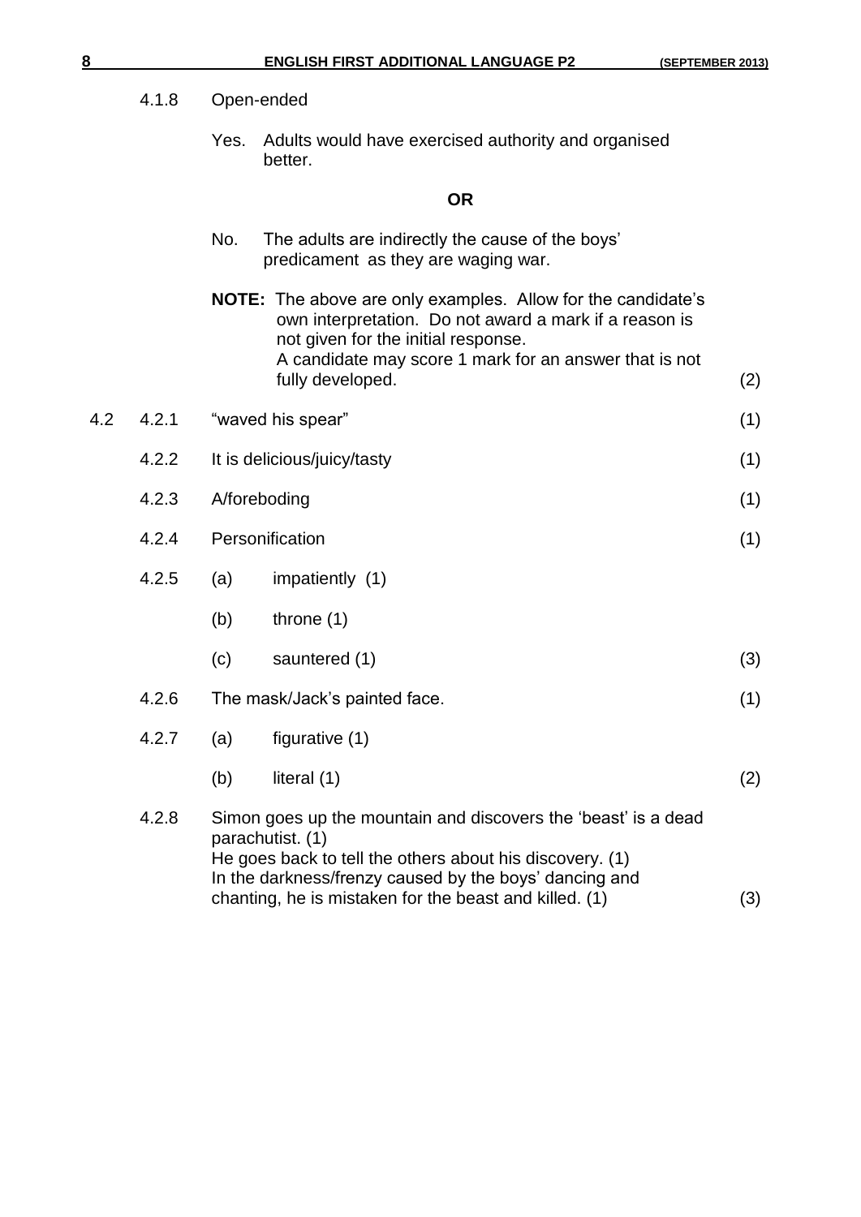4.1.8 Open-ended

Yes. Adults would have exercised authority and organised better.

**OR**

No. The adults are indirectly the cause of the boys' predicament as they are waging war.

**NOTE:** The above are only examples. Allow for the candidate's own interpretation. Do not award a mark if a reason is not given for the initial response. A candidate may score 1 mark for an answer that is not fully developed. (2)

4.2 4.2.1 "waved his spear" (1)

4.2.2 It is delicious/juicy/tasty (1)

4.2.3 A/foreboding (1)

4.2.4 Personification (1)

4.2.5 (a) impatiently (1)

(b) throne (1)

(c) sauntered (1) (3)

4.2.6 The mask/Jack's painted face. (1)

4.2.7 (a) figurative (1)

(b) literal (1) (2)

4.2.8 Simon goes up the mountain and discovers the 'beast' is a dead parachutist. (1)
He goes back to tell the others about his discovery. (1)
In the darkness/frenzy caused by the boys' dancing and chanting, he is mistaken for the beast and killed. (1) (3)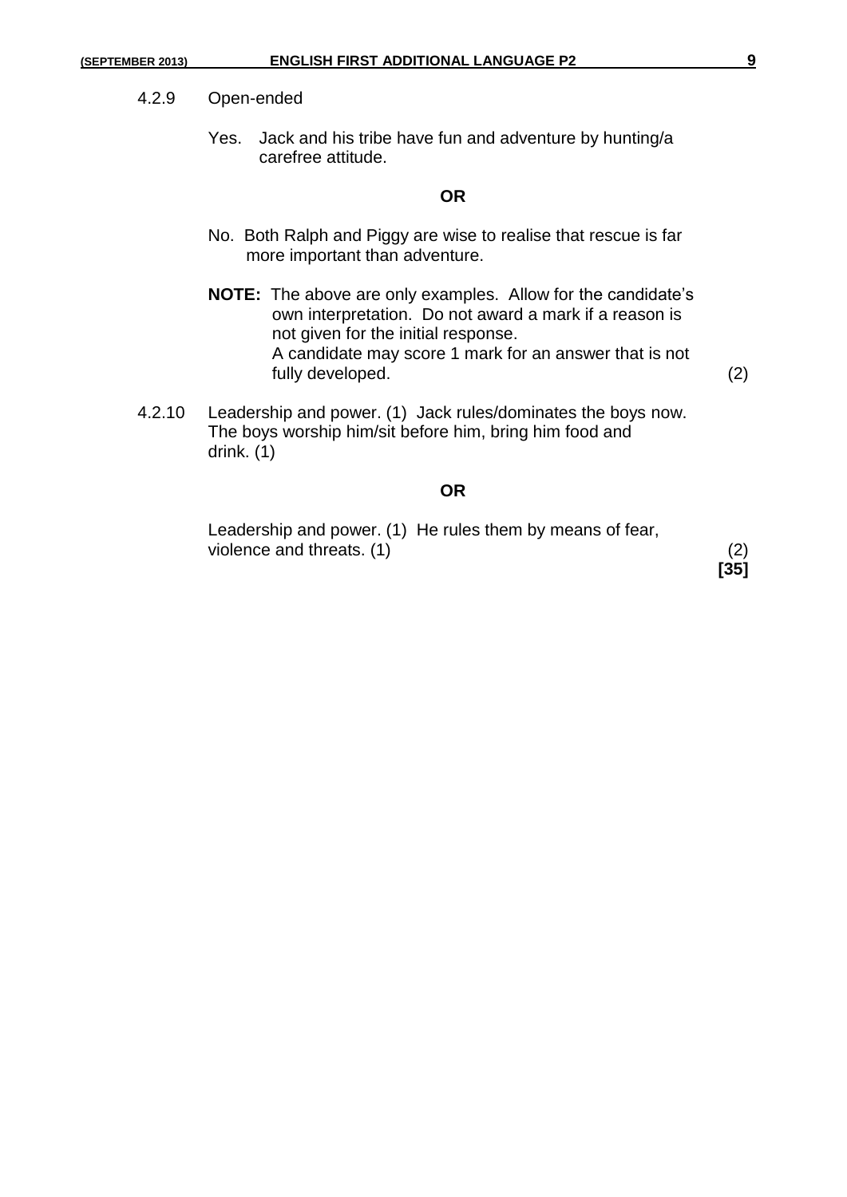4.2.9 Open-ended

Yes. Jack and his tribe have fun and adventure by hunting/a carefree attitude.

**OR**

No. Both Ralph and Piggy are wise to realise that rescue is far more important than adventure.

**NOTE:** The above are only examples. Allow for the candidate's own interpretation. Do not award a mark if a reason is not given for the initial response.
A candidate may score 1 mark for an answer that is not fully developed. (2)

4.2.10 Leadership and power. (1) Jack rules/dominates the boys now. The boys worship him/sit before him, bring him food and drink. (1)

**OR**

Leadership and power. (1) He rules them by means of fear, violence and threats. (1) (2)

**[35]**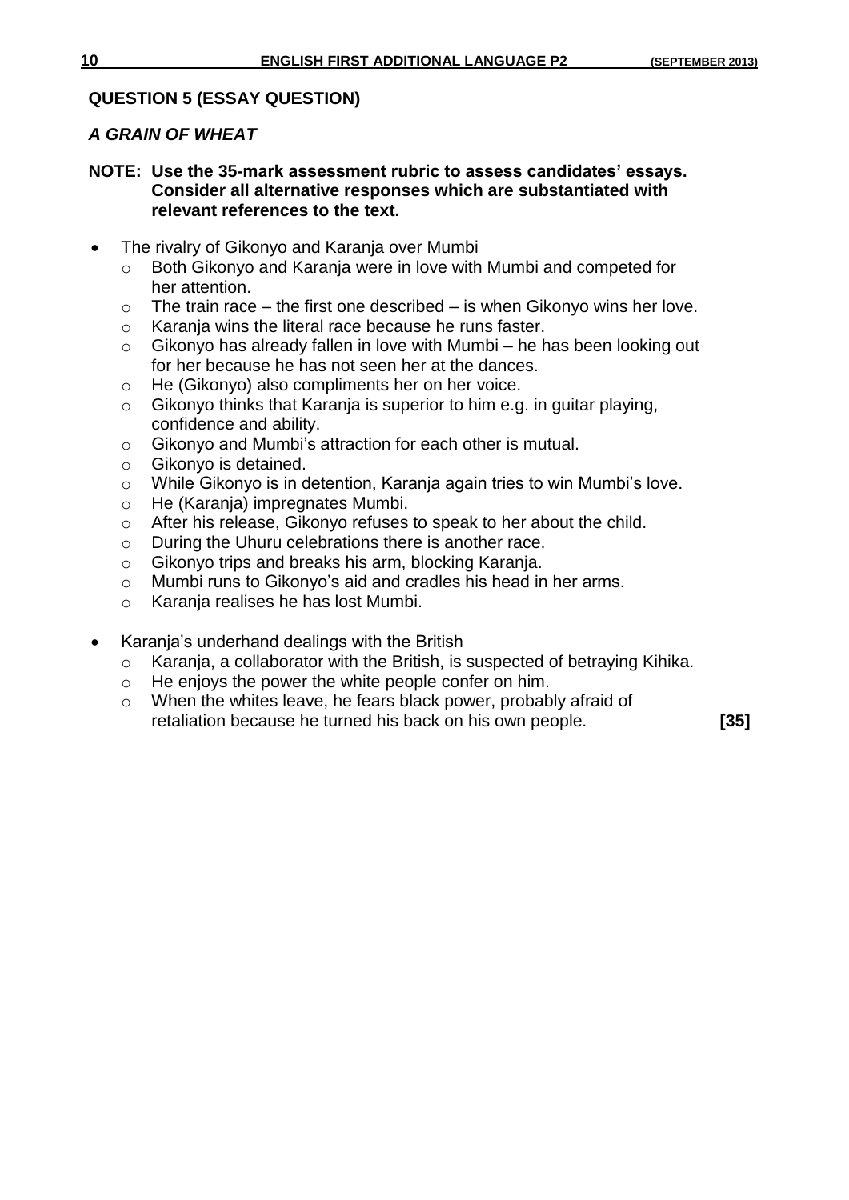## QUESTION 5 (ESSAY QUESTION)

### *A GRAIN OF WHEAT*

**NOTE: Use the 35-mark assessment rubric to assess candidates' essays. Consider all alternative responses which are substantiated with relevant references to the text.**

- The rivalry of Gikonyo and Karanja over Mumbi
  - Both Gikonyo and Karanja were in love with Mumbi and competed for her attention.
  - The train race – the first one described – is when Gikonyo wins her love.
  - Karanja wins the literal race because he runs faster.
  - Gikonyo has already fallen in love with Mumbi – he has been looking out for her because he has not seen her at the dances.
  - He (Gikonyo) also compliments her on her voice.
  - Gikonyo thinks that Karanja is superior to him e.g. in guitar playing, confidence and ability.
  - Gikonyo and Mumbi's attraction for each other is mutual.
  - Gikonyo is detained.
  - While Gikonyo is in detention, Karanja again tries to win Mumbi's love.
  - He (Karanja) impregnates Mumbi.
  - After his release, Gikonyo refuses to speak to her about the child.
  - During the Uhuru celebrations there is another race.
  - Gikonyo trips and breaks his arm, blocking Karanja.
  - Mumbi runs to Gikonyo's aid and cradles his head in her arms.
  - Karanja realises he has lost Mumbi.

- Karanja's underhand dealings with the British
  - Karanja, a collaborator with the British, is suspected of betraying Kihika.
  - He enjoys the power the white people confer on him.
  - When the whites leave, he fears black power, probably afraid of retaliation because he turned his back on his own people. **[35]**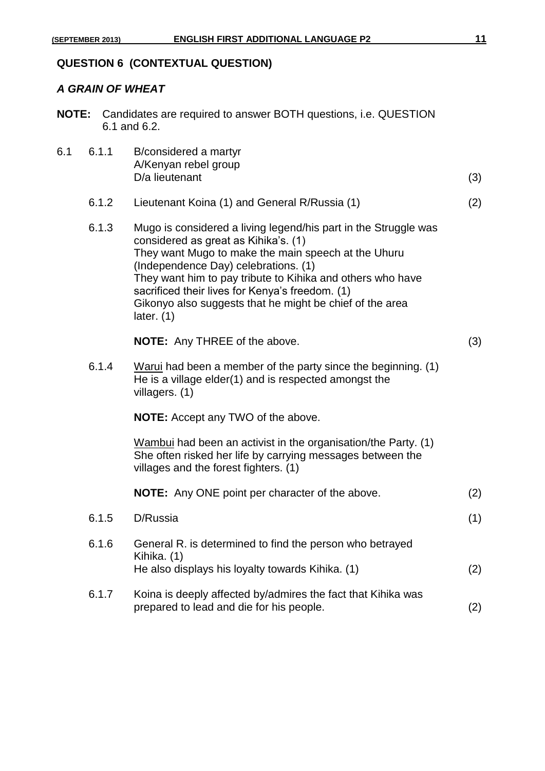## QUESTION 6 (CONTEXTUAL QUESTION)

### *A GRAIN OF WHEAT*

**NOTE:** Candidates are required to answer BOTH questions, i.e. QUESTION 6.1 and 6.2.

6.1

6.1.1 B/considered a martyr  
A/Kenyan rebel group  
D/a lieutenant (3)

6.1.2 Lieutenant Koina (1) and General R/Russia (1) (2)

6.1.3 Mugo is considered a living legend/his part in the Struggle was considered as great as Kihika's. (1)  
They want Mugo to make the main speech at the Uhuru (Independence Day) celebrations. (1)  
They want him to pay tribute to Kihika and others who have sacrificed their lives for Kenya's freedom. (1)  
Gikonyo also suggests that he might be chief of the area later. (1)

**NOTE:** Any THREE of the above. (3)

6.1.4 Warui had been a member of the party since the beginning. (1)  
He is a village elder(1) and is respected amongst the villagers. (1)

**NOTE:** Accept any TWO of the above.

Wambui had been an activist in the organisation/the Party. (1)  
She often risked her life by carrying messages between the villages and the forest fighters. (1)

**NOTE:** Any ONE point per character of the above. (2)

6.1.5 D/Russia (1)

6.1.6 General R. is determined to find the person who betrayed Kihika. (1)  
He also displays his loyalty towards Kihika. (1) (2)

6.1.7 Koina is deeply affected by/admires the fact that Kihika was prepared to lead and die for his people. (2)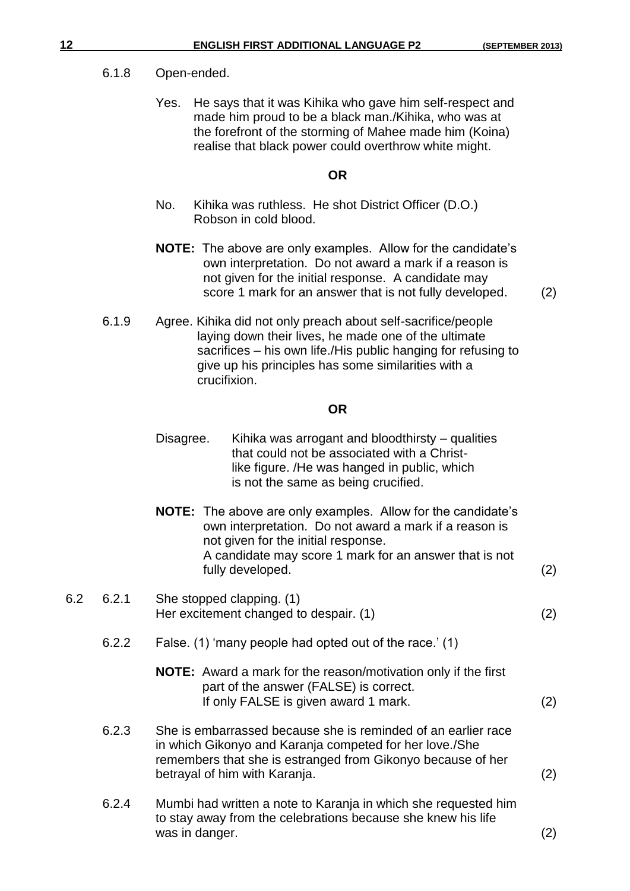6.1.8 Open-ended.

Yes. He says that it was Kihika who gave him self-respect and made him proud to be a black man./Kihika, who was at the forefront of the storming of Mahee made him (Koina) realise that black power could overthrow white might.

**OR**

No. Kihika was ruthless. He shot District Officer (D.O.) Robson in cold blood.

**NOTE:** The above are only examples. Allow for the candidate's own interpretation. Do not award a mark if a reason is not given for the initial response. A candidate may score 1 mark for an answer that is not fully developed. (2)

6.1.9 Agree. Kihika did not only preach about self-sacrifice/people laying down their lives, he made one of the ultimate sacrifices – his own life./His public hanging for refusing to give up his principles has some similarities with a crucifixion.

**OR**

Disagree. Kihika was arrogant and bloodthirsty – qualities that could not be associated with a Christ-like figure. /He was hanged in public, which is not the same as being crucified.

**NOTE:** The above are only examples. Allow for the candidate's own interpretation. Do not award a mark if a reason is not given for the initial response. A candidate may score 1 mark for an answer that is not fully developed. (2)

6.2 6.2.1 She stopped clapping. (1)
Her excitement changed to despair. (1) (2)

6.2.2 False. (1) 'many people had opted out of the race.' (1)

**NOTE:** Award a mark for the reason/motivation only if the first part of the answer (FALSE) is correct. If only FALSE is given award 1 mark. (2)

6.2.3 She is embarrassed because she is reminded of an earlier race in which Gikonyo and Karanja competed for her love./She remembers that she is estranged from Gikonyo because of her betrayal of him with Karanja. (2)

6.2.4 Mumbi had written a note to Karanja in which she requested him to stay away from the celebrations because she knew his life was in danger. (2)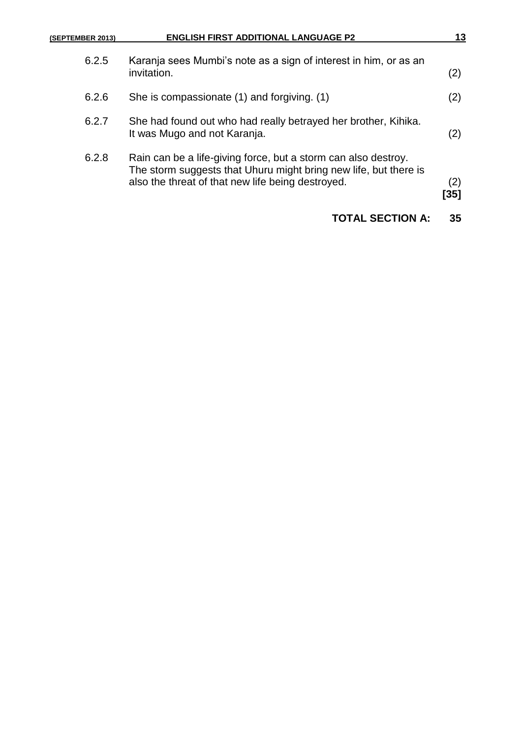| | | |
|---|---|---|
| 6.2.5 | Karanja sees Mumbi's note as a sign of interest in him, or as an invitation. | (2) |
| 6.2.6 | She is compassionate (1) and forgiving. (1) | (2) |
| 6.2.7 | She had found out who had really betrayed her brother, Kihika. It was Mugo and not Karanja. | (2) |
| 6.2.8 | Rain can be a life-giving force, but a storm can also destroy. The storm suggests that Uhuru might bring new life, but there is also the threat of that new life being destroyed. | (2) **[35]** |

**TOTAL SECTION A: 35**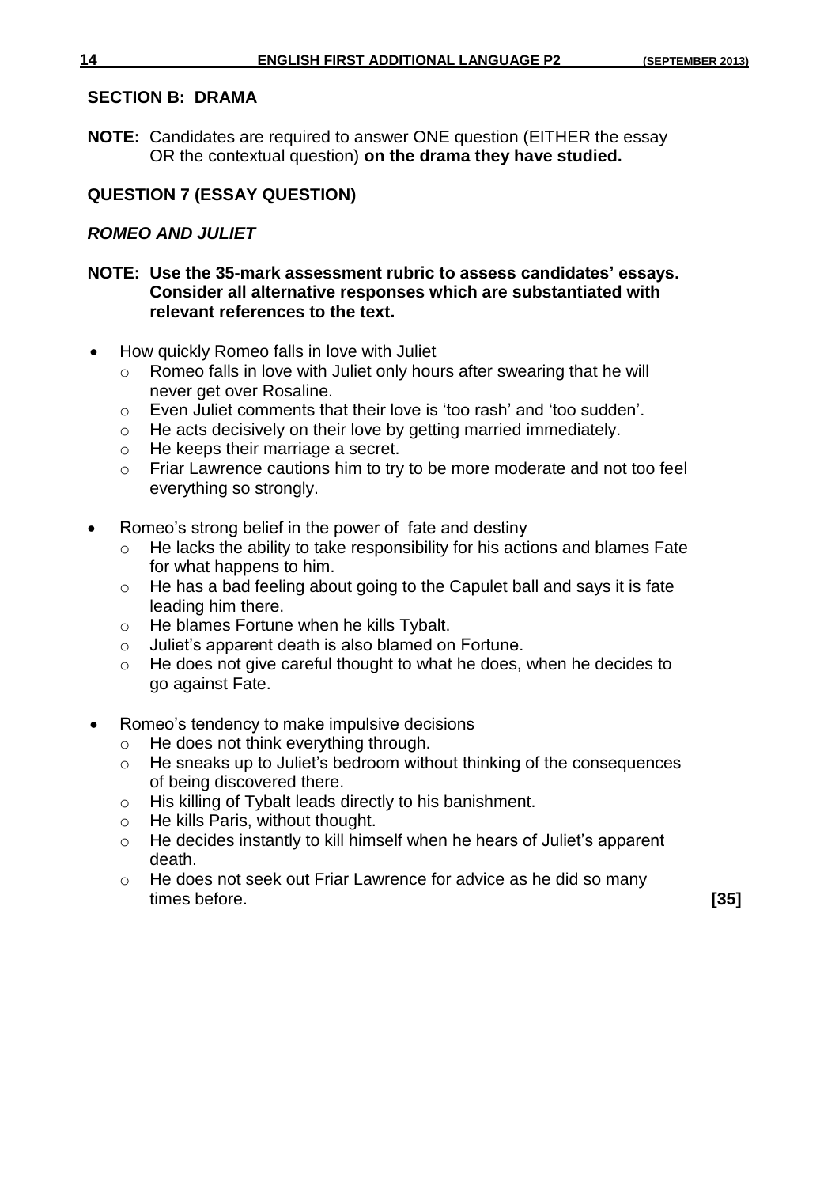## SECTION B: DRAMA

**NOTE:** Candidates are required to answer ONE question (EITHER the essay OR the contextual question) **on the drama they have studied.**

### QUESTION 7 (ESSAY QUESTION)

#### *ROMEO AND JULIET*

**NOTE: Use the 35-mark assessment rubric to assess candidates' essays. Consider all alternative responses which are substantiated with relevant references to the text.**

- How quickly Romeo falls in love with Juliet
  - Romeo falls in love with Juliet only hours after swearing that he will never get over Rosaline.
  - Even Juliet comments that their love is 'too rash' and 'too sudden'.
  - He acts decisively on their love by getting married immediately.
  - He keeps their marriage a secret.
  - Friar Lawrence cautions him to try to be more moderate and not too feel everything so strongly.
- Romeo's strong belief in the power of fate and destiny
  - He lacks the ability to take responsibility for his actions and blames Fate for what happens to him.
  - He has a bad feeling about going to the Capulet ball and says it is fate leading him there.
  - He blames Fortune when he kills Tybalt.
  - Juliet's apparent death is also blamed on Fortune.
  - He does not give careful thought to what he does, when he decides to go against Fate.
- Romeo's tendency to make impulsive decisions
  - He does not think everything through.
  - He sneaks up to Juliet's bedroom without thinking of the consequences of being discovered there.
  - His killing of Tybalt leads directly to his banishment.
  - He kills Paris, without thought.
  - He decides instantly to kill himself when he hears of Juliet's apparent death.
  - He does not seek out Friar Lawrence for advice as he did so many times before. **[35]**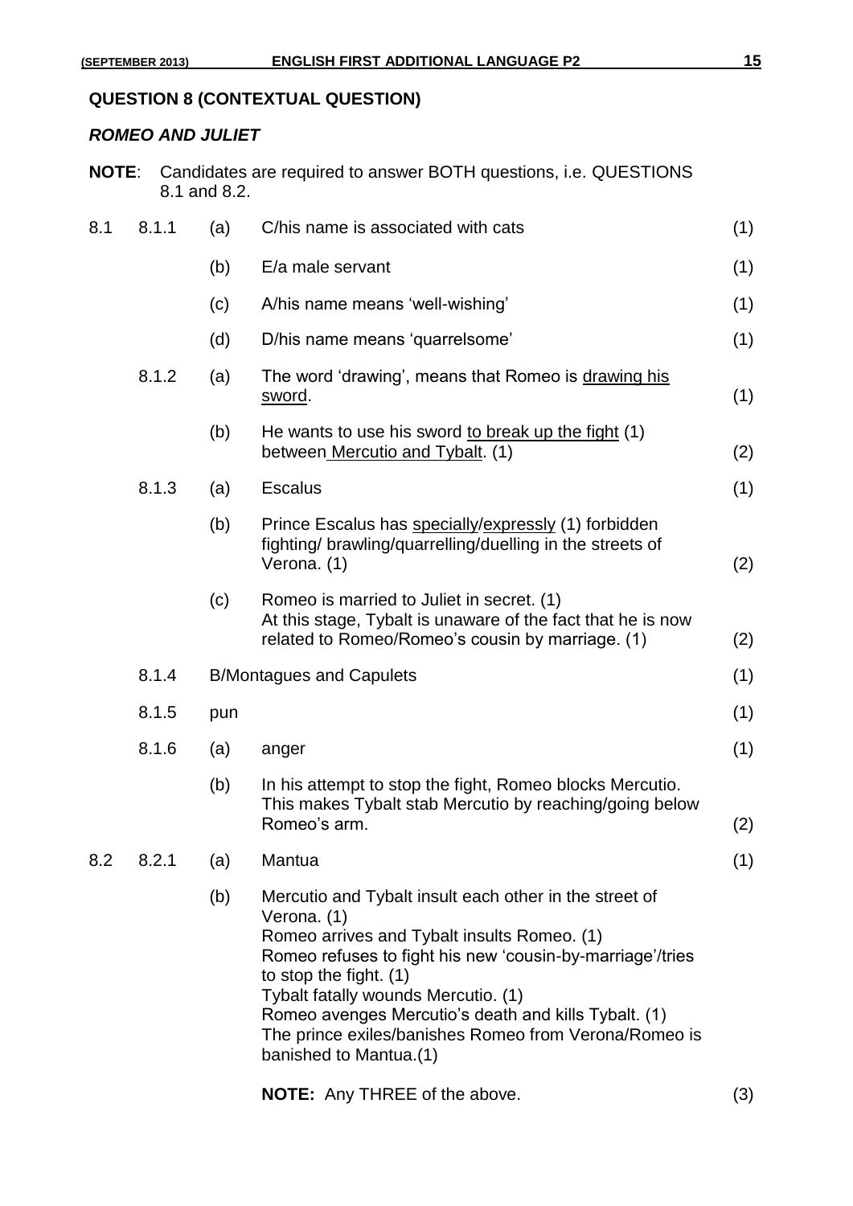## QUESTION 8 (CONTEXTUAL QUESTION)

### *ROMEO AND JULIET*

**NOTE**: Candidates are required to answer BOTH questions, i.e. QUESTIONS 8.1 and 8.2.

| | | | | |
|---|---|---|---|---|
| 8.1 | 8.1.1 | (a) | C/his name is associated with cats | (1) |
| | | (b) | E/a male servant | (1) |
| | | (c) | A/his name means 'well-wishing' | (1) |
| | | (d) | D/his name means 'quarrelsome' | (1) |
| | 8.1.2 | (a) | The word 'drawing', means that Romeo is drawing his sword. | (1) |
| | | (b) | He wants to use his sword to break up the fight (1) between Mercutio and Tybalt. (1) | (2) |
| | 8.1.3 | (a) | Escalus | (1) |
| | | (b) | Prince Escalus has specially/expressly (1) forbidden fighting/ brawling/quarrelling/duelling in the streets of Verona. (1) | (2) |
| | | (c) | Romeo is married to Juliet in secret. (1) At this stage, Tybalt is unaware of the fact that he is now related to Romeo/Romeo's cousin by marriage. (1) | (2) |
| | 8.1.4 | | B/Montagues and Capulets | (1) |
| | 8.1.5 | | pun | (1) |
| | 8.1.6 | (a) | anger | (1) |
| | | (b) | In his attempt to stop the fight, Romeo blocks Mercutio. This makes Tybalt stab Mercutio by reaching/going below Romeo's arm. | (2) |
| 8.2 | 8.2.1 | (a) | Mantua | (1) |
| | | (b) | Mercutio and Tybalt insult each other in the street of Verona. (1)<br>Romeo arrives and Tybalt insults Romeo. (1)<br>Romeo refuses to fight his new 'cousin-by-marriage'/tries to stop the fight. (1)<br>Tybalt fatally wounds Mercutio. (1)<br>Romeo avenges Mercutio's death and kills Tybalt. (1)<br>The prince exiles/banishes Romeo from Verona/Romeo is banished to Mantua.(1)<br><br>**NOTE:** Any THREE of the above. | (3) |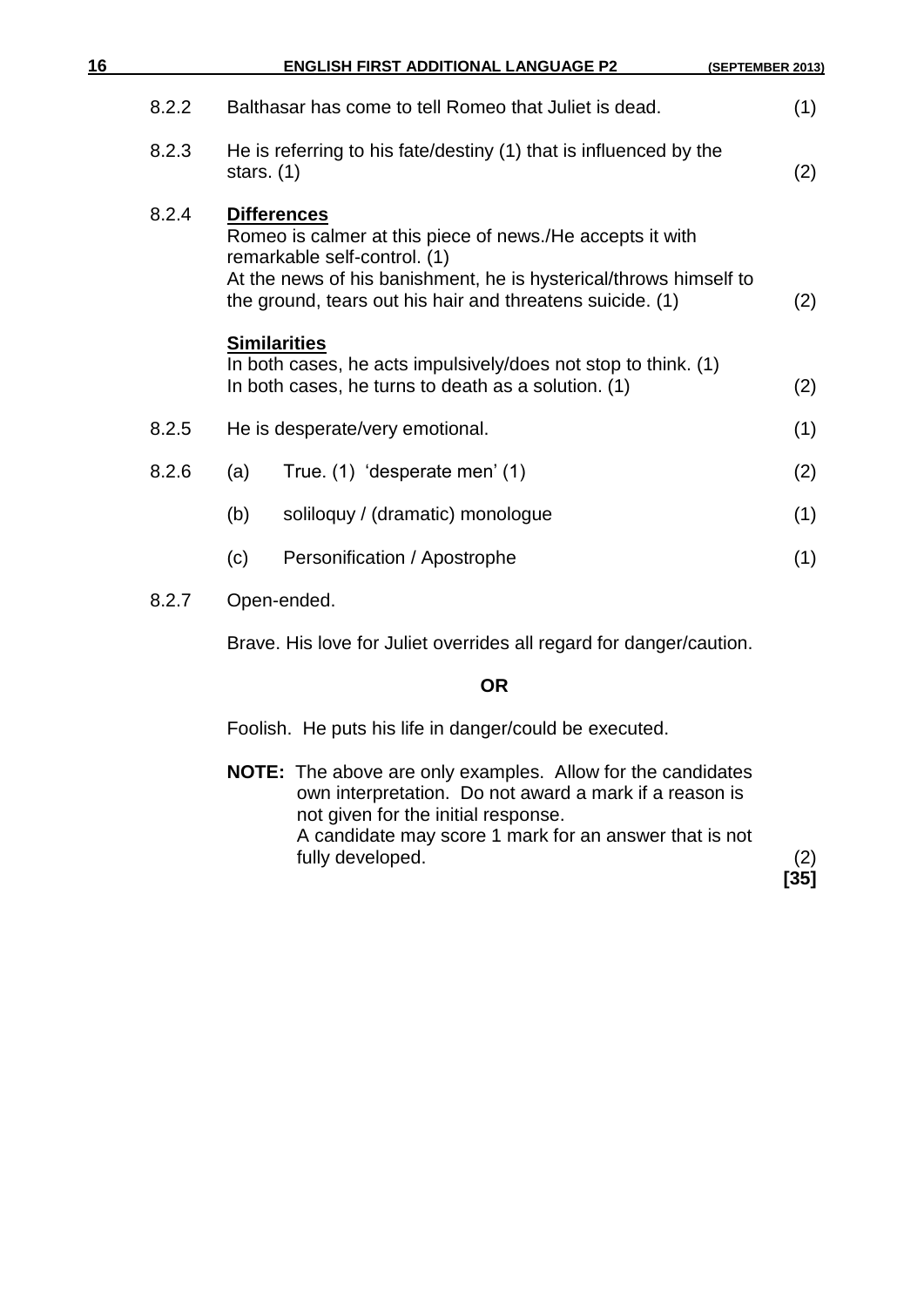8.2.2 Balthasar has come to tell Romeo that Juliet is dead. (1)

8.2.3 He is referring to his fate/destiny (1) that is influenced by the stars. (1) (2)

8.2.4 **Differences**
Romeo is calmer at this piece of news./He accepts it with remarkable self-control. (1)
At the news of his banishment, he is hysterical/throws himself to the ground, tears out his hair and threatens suicide. (1) (2)

**Similarities**
In both cases, he acts impulsively/does not stop to think. (1)
In both cases, he turns to death as a solution. (1) (2)

8.2.5 He is desperate/very emotional. (1)

8.2.6 (a) True. (1) 'desperate men' (1) (2)

(b) soliloquy / (dramatic) monologue (1)

(c) Personification / Apostrophe (1)

8.2.7 Open-ended.

Brave. His love for Juliet overrides all regard for danger/caution.

**OR**

Foolish. He puts his life in danger/could be executed.

**NOTE:** The above are only examples. Allow for the candidates own interpretation. Do not award a mark if a reason is not given for the initial response.
A candidate may score 1 mark for an answer that is not fully developed. (2)

**[35]**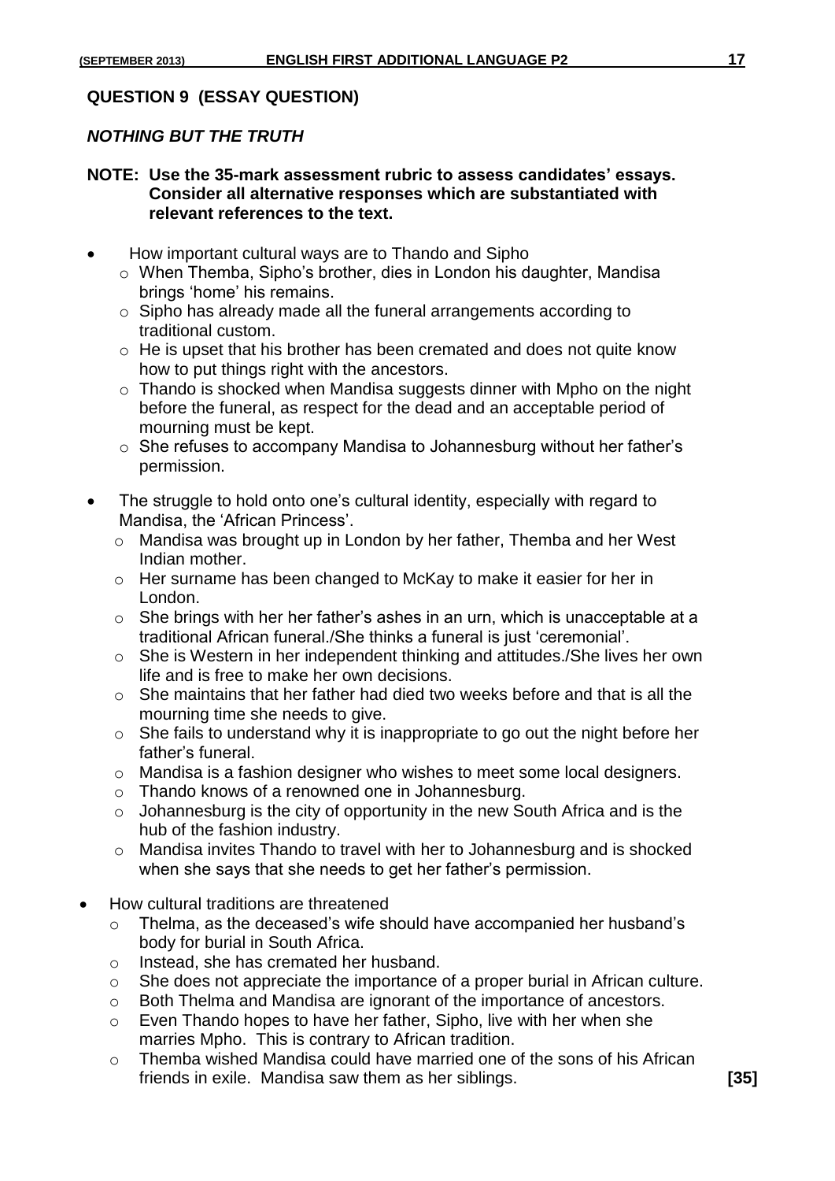## QUESTION 9 (ESSAY QUESTION)

### *NOTHING BUT THE TRUTH*

**NOTE: Use the 35-mark assessment rubric to assess candidates' essays. Consider all alternative responses which are substantiated with relevant references to the text.**

- How important cultural ways are to Thando and Sipho
  - When Themba, Sipho's brother, dies in London his daughter, Mandisa brings 'home' his remains.
  - Sipho has already made all the funeral arrangements according to traditional custom.
  - He is upset that his brother has been cremated and does not quite know how to put things right with the ancestors.
  - Thando is shocked when Mandisa suggests dinner with Mpho on the night before the funeral, as respect for the dead and an acceptable period of mourning must be kept.
  - She refuses to accompany Mandisa to Johannesburg without her father's permission.
- The struggle to hold onto one's cultural identity, especially with regard to Mandisa, the 'African Princess'.
  - Mandisa was brought up in London by her father, Themba and her West Indian mother.
  - Her surname has been changed to McKay to make it easier for her in London.
  - She brings with her her father's ashes in an urn, which is unacceptable at a traditional African funeral./She thinks a funeral is just 'ceremonial'.
  - She is Western in her independent thinking and attitudes./She lives her own life and is free to make her own decisions.
  - She maintains that her father had died two weeks before and that is all the mourning time she needs to give.
  - She fails to understand why it is inappropriate to go out the night before her father's funeral.
  - Mandisa is a fashion designer who wishes to meet some local designers.
  - Thando knows of a renowned one in Johannesburg.
  - Johannesburg is the city of opportunity in the new South Africa and is the hub of the fashion industry.
  - Mandisa invites Thando to travel with her to Johannesburg and is shocked when she says that she needs to get her father's permission.
- How cultural traditions are threatened
  - Thelma, as the deceased's wife should have accompanied her husband's body for burial in South Africa.
  - Instead, she has cremated her husband.
  - She does not appreciate the importance of a proper burial in African culture.
  - Both Thelma and Mandisa are ignorant of the importance of ancestors.
  - Even Thando hopes to have her father, Sipho, live with her when she marries Mpho. This is contrary to African tradition.
  - Themba wished Mandisa could have married one of the sons of his African friends in exile. Mandisa saw them as her siblings. **[35]**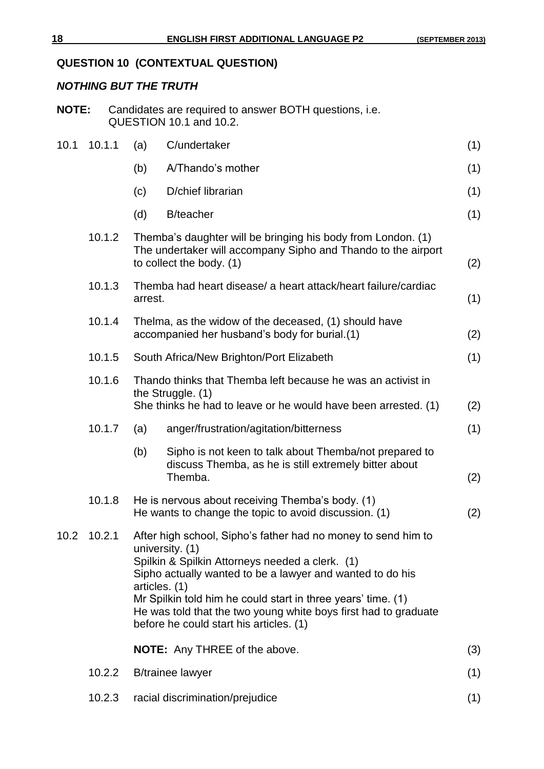## QUESTION 10 (CONTEXTUAL QUESTION)

### *NOTHING BUT THE TRUTH*

**NOTE:** Candidates are required to answer BOTH questions, i.e. QUESTION 10.1 and 10.2.

| | | | | |
|---|---|---|---|---|
| 10.1 | 10.1.1 | (a) | C/undertaker | (1) |
| | | (b) | A/Thando's mother | (1) |
| | | (c) | D/chief librarian | (1) |
| | | (d) | B/teacher | (1) |
| | 10.1.2 | | Themba's daughter will be bringing his body from London. (1)<br>The undertaker will accompany Sipho and Thando to the airport to collect the body. (1) | (2) |
| | 10.1.3 | | Themba had heart disease/ a heart attack/heart failure/cardiac arrest. | (1) |
| | 10.1.4 | | Thelma, as the widow of the deceased, (1) should have accompanied her husband's body for burial.(1) | (2) |
| | 10.1.5 | | South Africa/New Brighton/Port Elizabeth | (1) |
| | 10.1.6 | | Thando thinks that Themba left because he was an activist in the Struggle. (1)<br>She thinks he had to leave or he would have been arrested. (1) | (2) |
| | 10.1.7 | (a) | anger/frustration/agitation/bitterness | (1) |
| | | (b) | Sipho is not keen to talk about Themba/not prepared to discuss Themba, as he is still extremely bitter about Themba. | (2) |
| | 10.1.8 | | He is nervous about receiving Themba's body. (1)<br>He wants to change the topic to avoid discussion. (1) | (2) |
| 10.2 | 10.2.1 | | After high school, Sipho's father had no money to send him to university. (1)<br>Spilkin & Spilkin Attorneys needed a clerk. (1)<br>Sipho actually wanted to be a lawyer and wanted to do his articles. (1)<br>Mr Spilkin told him he could start in three years' time. (1)<br>He was told that the two young white boys first had to graduate before he could start his articles. (1)<br><br>**NOTE:** Any THREE of the above. | (3) |
| | 10.2.2 | | B/trainee lawyer | (1) |
| | 10.2.3 | | racial discrimination/prejudice | (1) |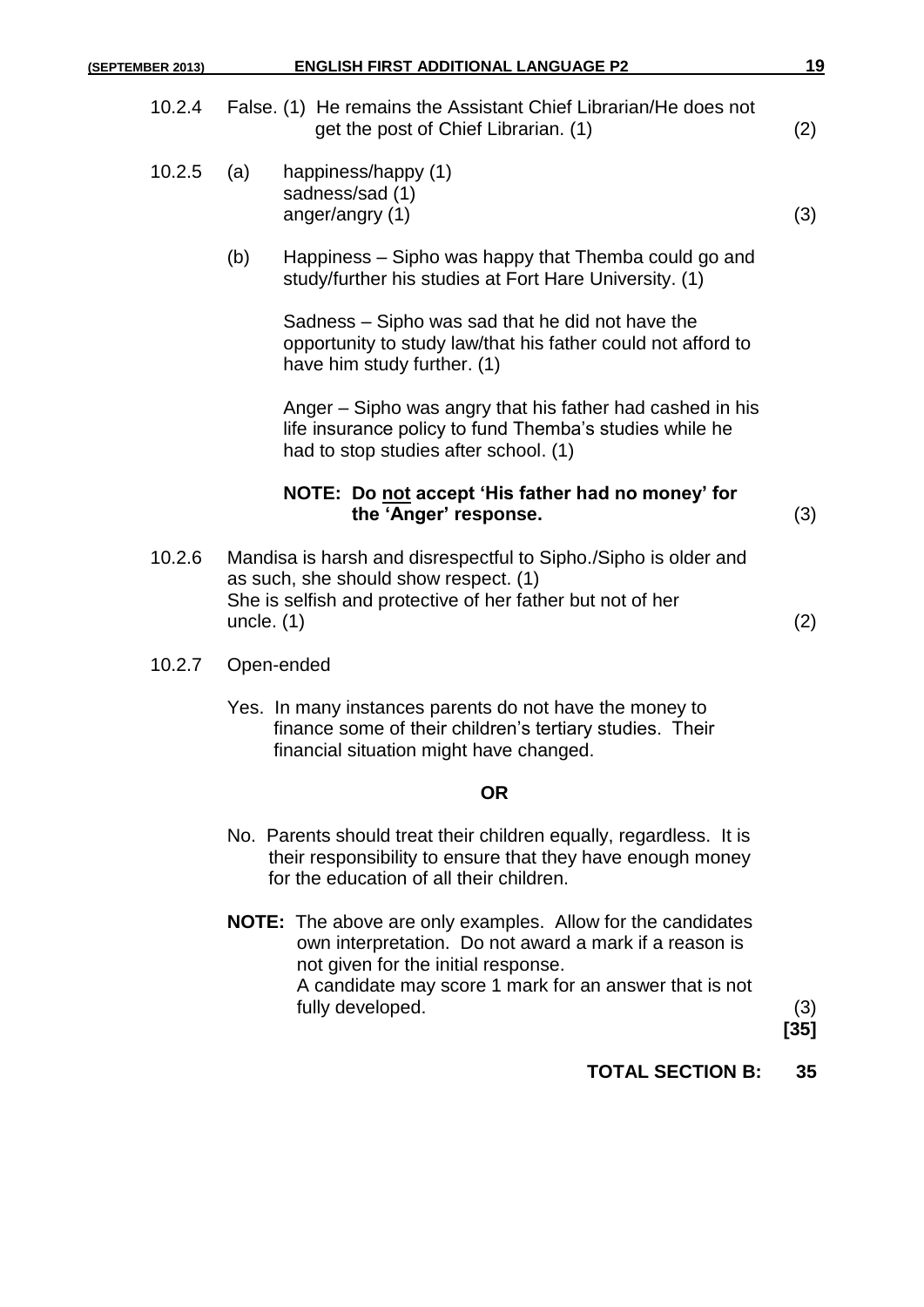10.2.4 False. (1) He remains the Assistant Chief Librarian/He does not get the post of Chief Librarian. (1) (2)

10.2.5 (a) happiness/happy (1)
sadness/sad (1)
anger/angry (1) (3)

(b) Happiness – Sipho was happy that Themba could go and study/further his studies at Fort Hare University. (1)

Sadness – Sipho was sad that he did not have the opportunity to study law/that his father could not afford to have him study further. (1)

Anger – Sipho was angry that his father had cashed in his life insurance policy to fund Themba's studies while he had to stop studies after school. (1)

**NOTE: Do not accept 'His father had no money' for the 'Anger' response.** (3)

10.2.6 Mandisa is harsh and disrespectful to Sipho./Sipho is older and as such, she should show respect. (1)
She is selfish and protective of her father but not of her uncle. (1) (2)

10.2.7 Open-ended

Yes. In many instances parents do not have the money to finance some of their children's tertiary studies. Their financial situation might have changed.

**OR**

No. Parents should treat their children equally, regardless. It is their responsibility to ensure that they have enough money for the education of all their children.

**NOTE:** The above are only examples. Allow for the candidates own interpretation. Do not award a mark if a reason is not given for the initial response.
A candidate may score 1 mark for an answer that is not fully developed. (3)
**[35]**

**TOTAL SECTION B: 35**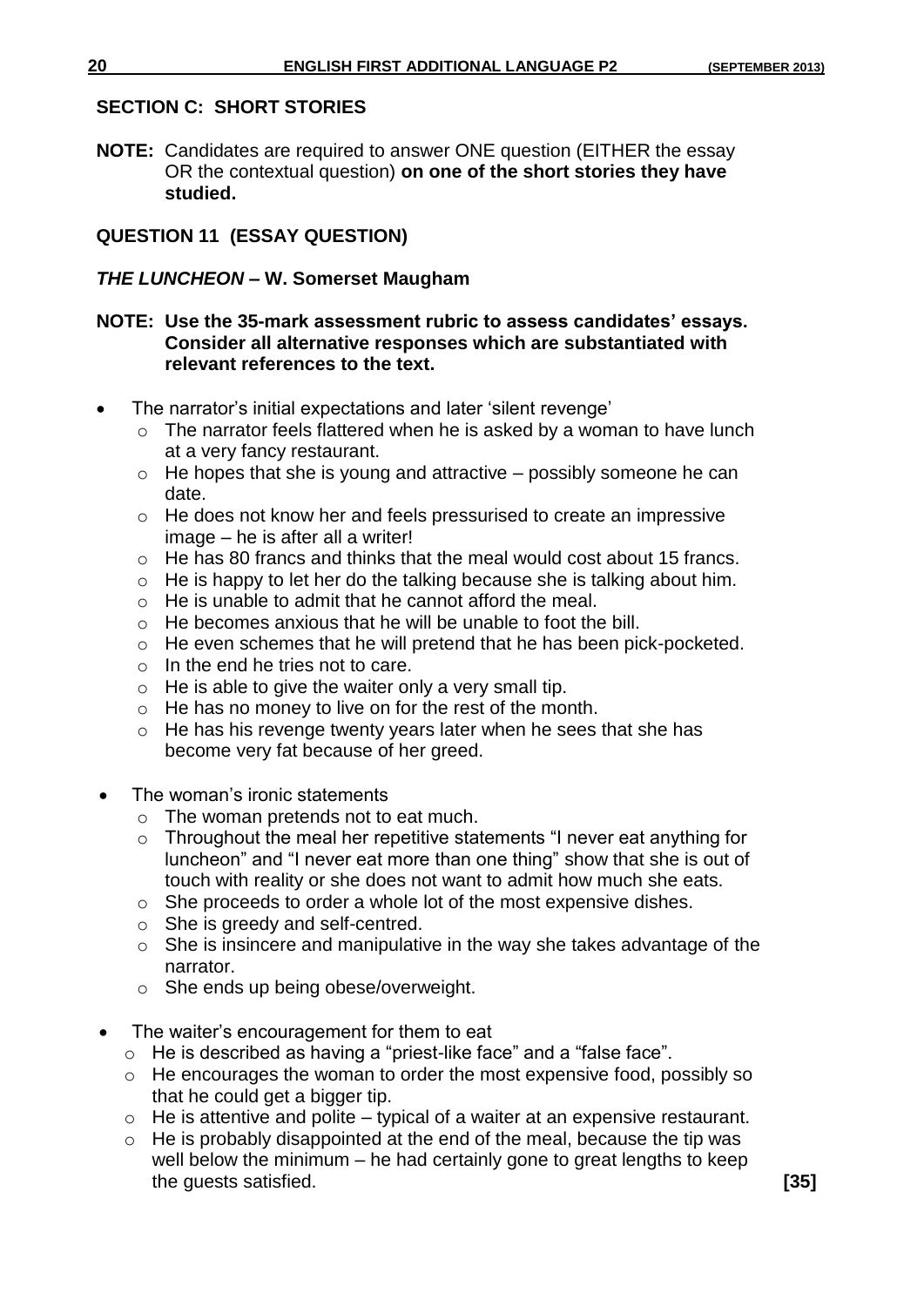## SECTION C: SHORT STORIES

**NOTE:** Candidates are required to answer ONE question (EITHER the essay OR the contextual question) **on one of the short stories they have studied.**

### QUESTION 11 (ESSAY QUESTION)

***THE LUNCHEON* – W. Somerset Maugham**

**NOTE: Use the 35-mark assessment rubric to assess candidates' essays. Consider all alternative responses which are substantiated with relevant references to the text.**

- The narrator's initial expectations and later 'silent revenge'
  - The narrator feels flattered when he is asked by a woman to have lunch at a very fancy restaurant.
  - He hopes that she is young and attractive – possibly someone he can date.
  - He does not know her and feels pressurised to create an impressive image – he is after all a writer!
  - He has 80 francs and thinks that the meal would cost about 15 francs.
  - He is happy to let her do the talking because she is talking about him.
  - He is unable to admit that he cannot afford the meal.
  - He becomes anxious that he will be unable to foot the bill.
  - He even schemes that he will pretend that he has been pick-pocketed.
  - In the end he tries not to care.
  - He is able to give the waiter only a very small tip.
  - He has no money to live on for the rest of the month.
  - He has his revenge twenty years later when he sees that she has become very fat because of her greed.
- The woman's ironic statements
  - The woman pretends not to eat much.
  - Throughout the meal her repetitive statements "I never eat anything for luncheon" and "I never eat more than one thing" show that she is out of touch with reality or she does not want to admit how much she eats.
  - She proceeds to order a whole lot of the most expensive dishes.
  - She is greedy and self-centred.
  - She is insincere and manipulative in the way she takes advantage of the narrator.
  - She ends up being obese/overweight.
- The waiter's encouragement for them to eat
  - He is described as having a "priest-like face" and a "false face".
  - He encourages the woman to order the most expensive food, possibly so that he could get a bigger tip.
  - He is attentive and polite – typical of a waiter at an expensive restaurant.
  - He is probably disappointed at the end of the meal, because the tip was well below the minimum – he had certainly gone to great lengths to keep the guests satisfied. **[35]**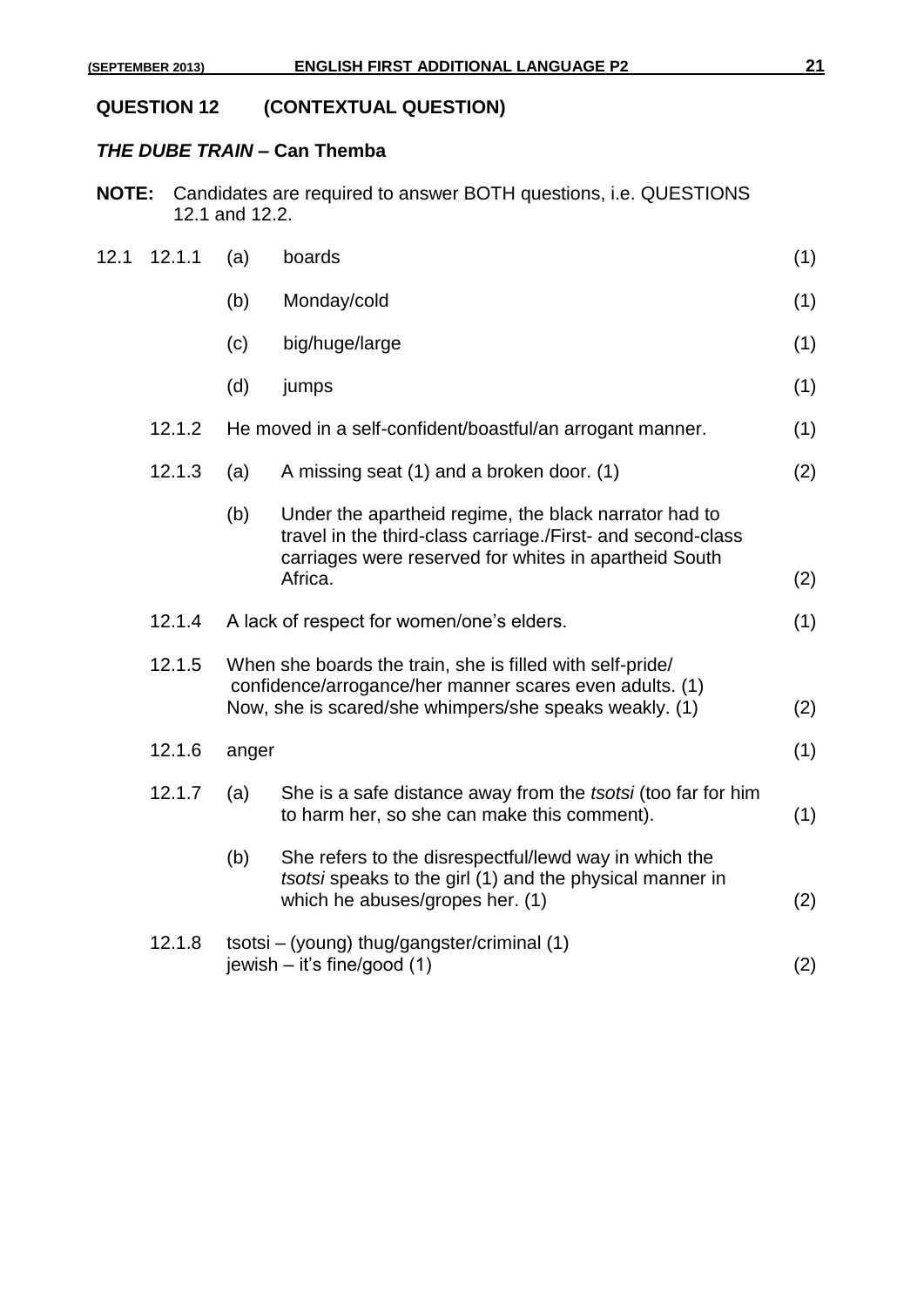## QUESTION 12 (CONTEXTUAL QUESTION)

### *THE DUBE TRAIN* – Can Themba

**NOTE:** Candidates are required to answer BOTH questions, i.e. QUESTIONS 12.1 and 12.2.

| | | | | |
|---|---|---|---|---|
| 12.1 | 12.1.1 | (a) | boards | (1) |
| | | (b) | Monday/cold | (1) |
| | | (c) | big/huge/large | (1) |
| | | (d) | jumps | (1) |
| | 12.1.2 | | He moved in a self-confident/boastful/an arrogant manner. | (1) |
| | 12.1.3 | (a) | A missing seat (1) and a broken door. (1) | (2) |
| | | (b) | Under the apartheid regime, the black narrator had to travel in the third-class carriage./First- and second-class carriages were reserved for whites in apartheid South Africa. | (2) |
| | 12.1.4 | | A lack of respect for women/one's elders. | (1) |
| | 12.1.5 | | When she boards the train, she is filled with self-pride/ confidence/arrogance/her manner scares even adults. (1) Now, she is scared/she whimpers/she speaks weakly. (1) | (2) |
| | 12.1.6 | | anger | (1) |
| | 12.1.7 | (a) | She is a safe distance away from the *tsotsi* (too far for him to harm her, so she can make this comment). | (1) |
| | | (b) | She refers to the disrespectful/lewd way in which the *tsotsi* speaks to the girl (1) and the physical manner in which he abuses/gropes her. (1) | (2) |
| | 12.1.8 | | tsotsi – (young) thug/gangster/criminal (1) jewish – it's fine/good (1) | (2) |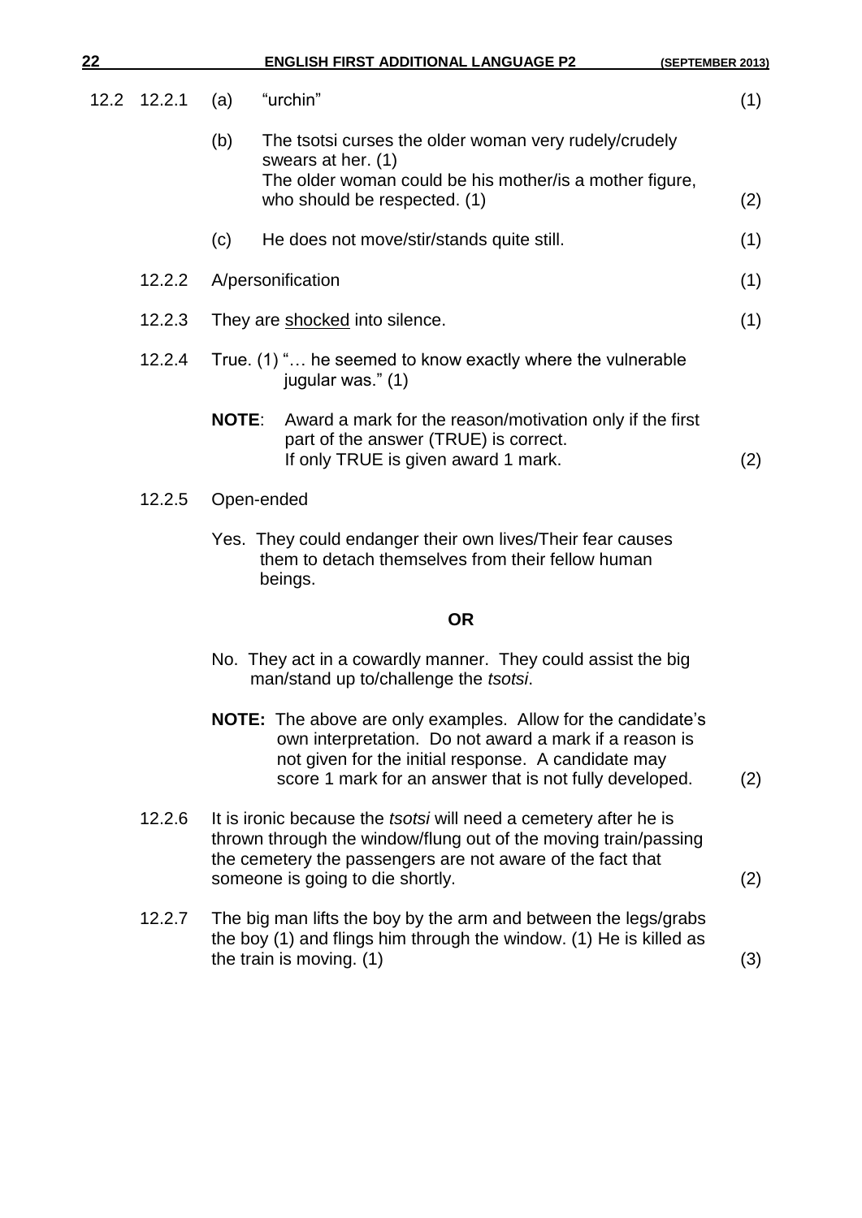| | | | | |
|---|---|---|---|---|
| 12.2 | 12.2.1 | (a) | "urchin" | (1) |
| | | (b) | The tsotsi curses the older woman very rudely/crudely swears at her. (1)<br>The older woman could be his mother/is a mother figure, who should be respected. (1) | (2) |
| | | (c) | He does not move/stir/stands quite still. | (1) |
| | 12.2.2 | | A/personification | (1) |
| | 12.2.3 | | They are <u>shocked</u> into silence. | (1) |
| | 12.2.4 | | True. (1) "… he seemed to know exactly where the vulnerable jugular was." (1)<br><br>**NOTE**: Award a mark for the reason/motivation only if the first part of the answer (TRUE) is correct. If only TRUE is given award 1 mark. | (2) |
| | 12.2.5 | | Open-ended<br><br>Yes. They could endanger their own lives/Their fear causes them to detach themselves from their fellow human beings.<br><br>**OR**<br><br>No. They act in a cowardly manner. They could assist the big man/stand up to/challenge the *tsotsi*.<br><br>**NOTE:** The above are only examples. Allow for the candidate's own interpretation. Do not award a mark if a reason is not given for the initial response. A candidate may score 1 mark for an answer that is not fully developed. | (2) |
| | 12.2.6 | | It is ironic because the *tsotsi* will need a cemetery after he is thrown through the window/flung out of the moving train/passing the cemetery the passengers are not aware of the fact that someone is going to die shortly. | (2) |
| | 12.2.7 | | The big man lifts the boy by the arm and between the legs/grabs the boy (1) and flings him through the window. (1) He is killed as the train is moving. (1) | (3) |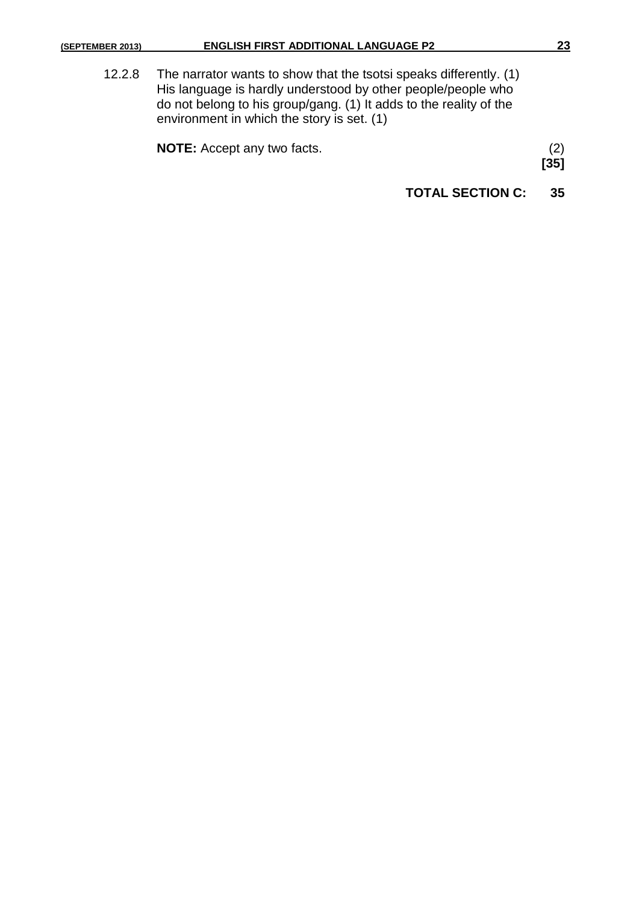12.2.8 The narrator wants to show that the tsotsi speaks differently. (1) His language is hardly understood by other people/people who do not belong to his group/gang. (1) It adds to the reality of the environment in which the story is set. (1)

**NOTE:** Accept any two facts. (2)

**[35]**

**TOTAL SECTION C: 35**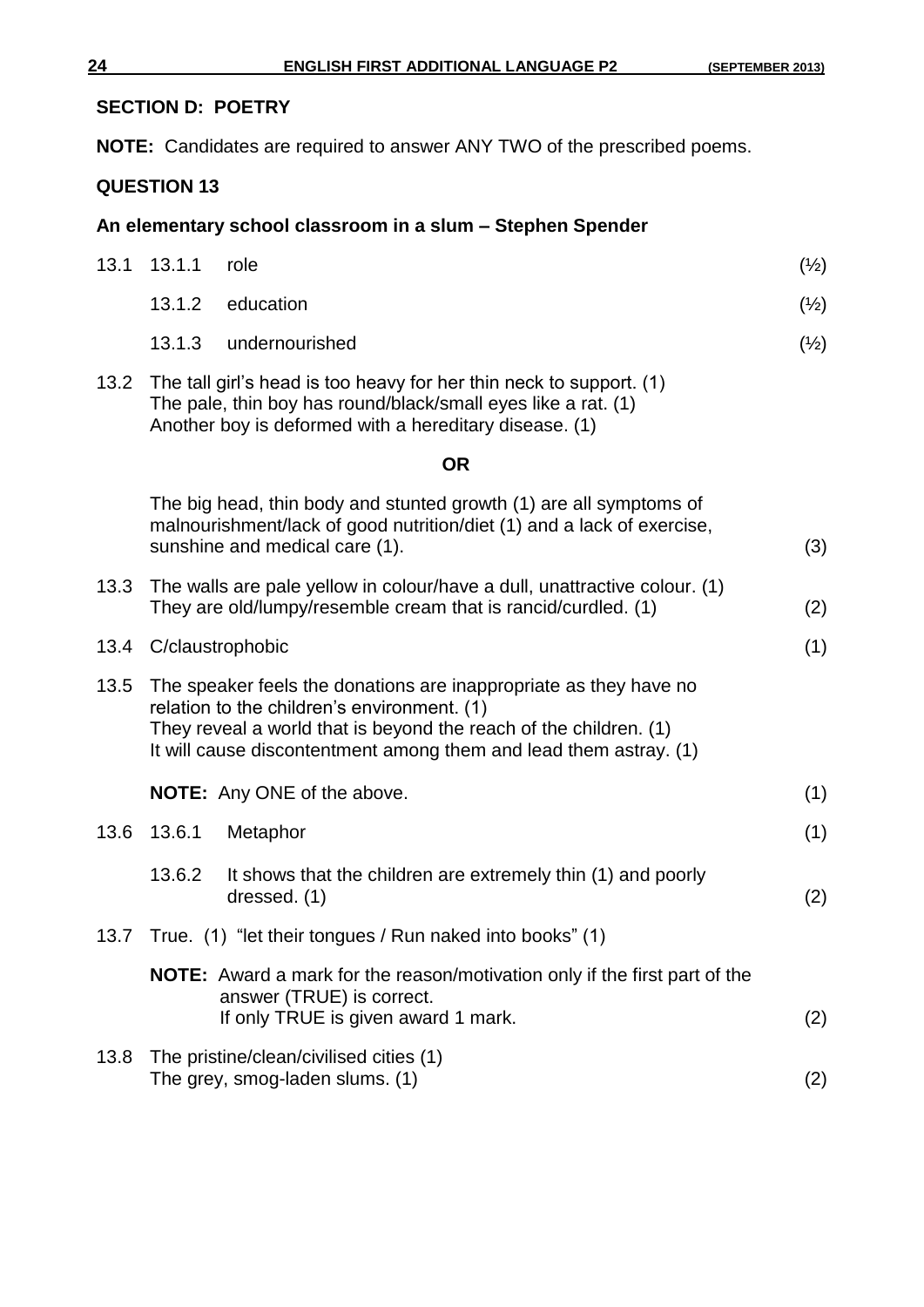## SECTION D: POETRY

**NOTE:** Candidates are required to answer ANY TWO of the prescribed poems.

### QUESTION 13

### An elementary school classroom in a slum – Stephen Spender

13.1 13.1.1 role (½)

13.1.2 education (½)

13.1.3 undernourished (½)

13.2 The tall girl's head is too heavy for her thin neck to support. (1)
The pale, thin boy has round/black/small eyes like a rat. (1)
Another boy is deformed with a hereditary disease. (1)

**OR**

The big head, thin body and stunted growth (1) are all symptoms of malnourishment/lack of good nutrition/diet (1) and a lack of exercise, sunshine and medical care (1). (3)

13.3 The walls are pale yellow in colour/have a dull, unattractive colour. (1)
They are old/lumpy/resemble cream that is rancid/curdled. (1) (2)

13.4 C/claustrophobic (1)

13.5 The speaker feels the donations are inappropriate as they have no relation to the children's environment. (1)
They reveal a world that is beyond the reach of the children. (1)
It will cause discontentment among them and lead them astray. (1)

**NOTE:** Any ONE of the above. (1)

13.6 13.6.1 Metaphor (1)

13.6.2 It shows that the children are extremely thin (1) and poorly dressed. (1) (2)

13.7 True. (1) "let their tongues / Run naked into books" (1)

**NOTE:** Award a mark for the reason/motivation only if the first part of the answer (TRUE) is correct.
If only TRUE is given award 1 mark. (2)

13.8 The pristine/clean/civilised cities (1)
The grey, smog-laden slums. (1) (2)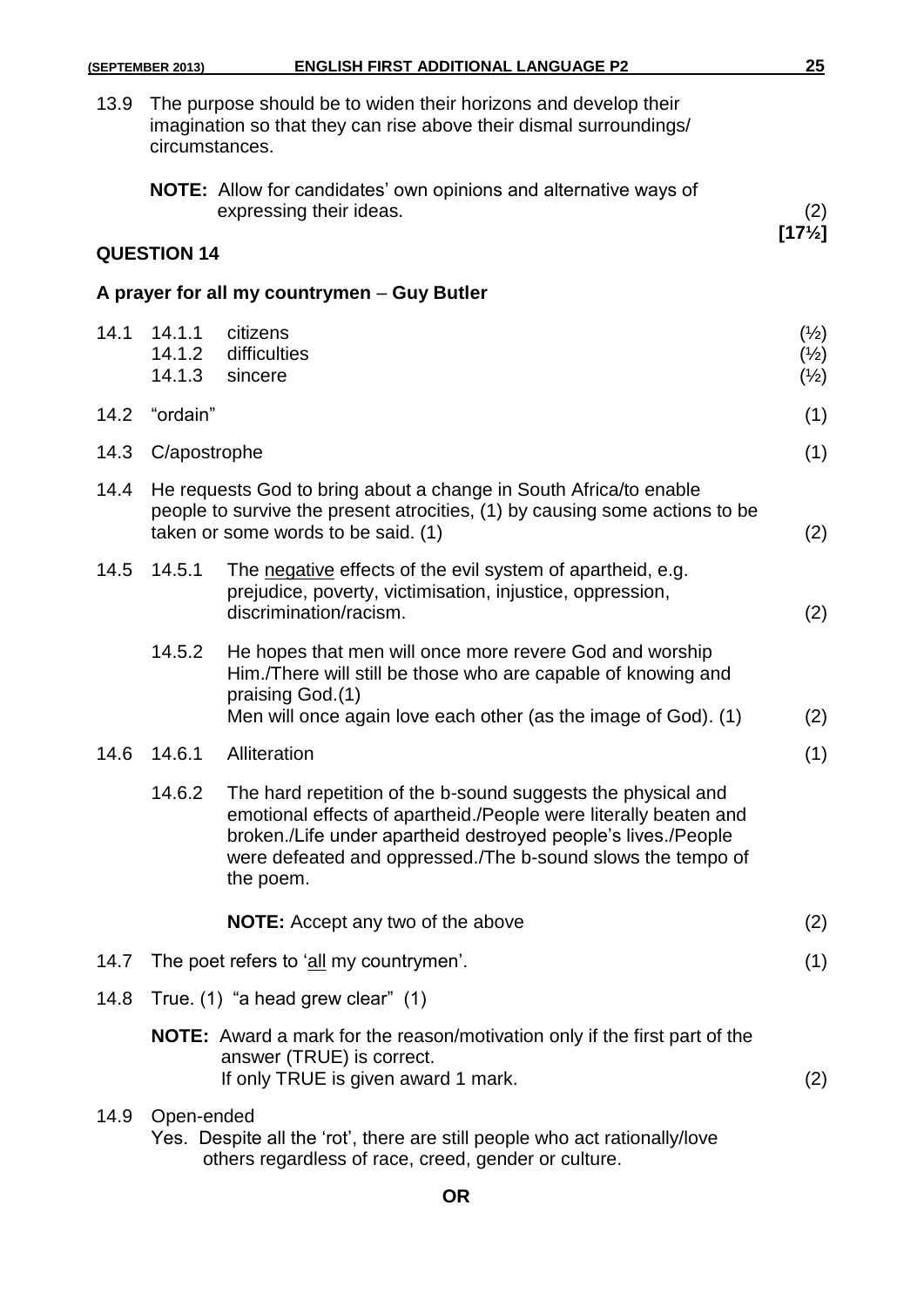13.9 The purpose should be to widen their horizons and develop their imagination so that they can rise above their dismal surroundings/circumstances.

**NOTE:** Allow for candidates' own opinions and alternative ways of expressing their ideas. (2)

**[17½]**

## QUESTION 14

### A prayer for all my countrymen – Guy Butler

14.1

- 14.1.1 citizens (½)
- 14.1.2 difficulties (½)
- 14.1.3 sincere (½)

14.2 "ordain" (1)

14.3 C/apostrophe (1)

14.4 He requests God to bring about a change in South Africa/to enable people to survive the present atrocities, (1) by causing some actions to be taken or some words to be said. (1) (2)

14.5

- 14.5.1 The <u>negative</u> effects of the evil system of apartheid, e.g. prejudice, poverty, victimisation, injustice, oppression, discrimination/racism. (2)
- 14.5.2 He hopes that men will once more revere God and worship Him./There will still be those who are capable of knowing and praising God.(1)
  Men will once again love each other (as the image of God). (1) (2)

14.6

- 14.6.1 Alliteration (1)
- 14.6.2 The hard repetition of the b-sound suggests the physical and emotional effects of apartheid./People were literally beaten and broken./Life under apartheid destroyed people's lives./People were defeated and oppressed./The b-sound slows the tempo of the poem.

  **NOTE:** Accept any two of the above (2)

14.7 The poet refers to '<u>all</u> my countrymen'. (1)

14.8 True. (1) "a head grew clear" (1)

**NOTE:** Award a mark for the reason/motivation only if the first part of the answer (TRUE) is correct.
If only TRUE is given award 1 mark. (2)

14.9 Open-ended

Yes. Despite all the 'rot', there are still people who act rationally/love others regardless of race, creed, gender or culture.

**OR**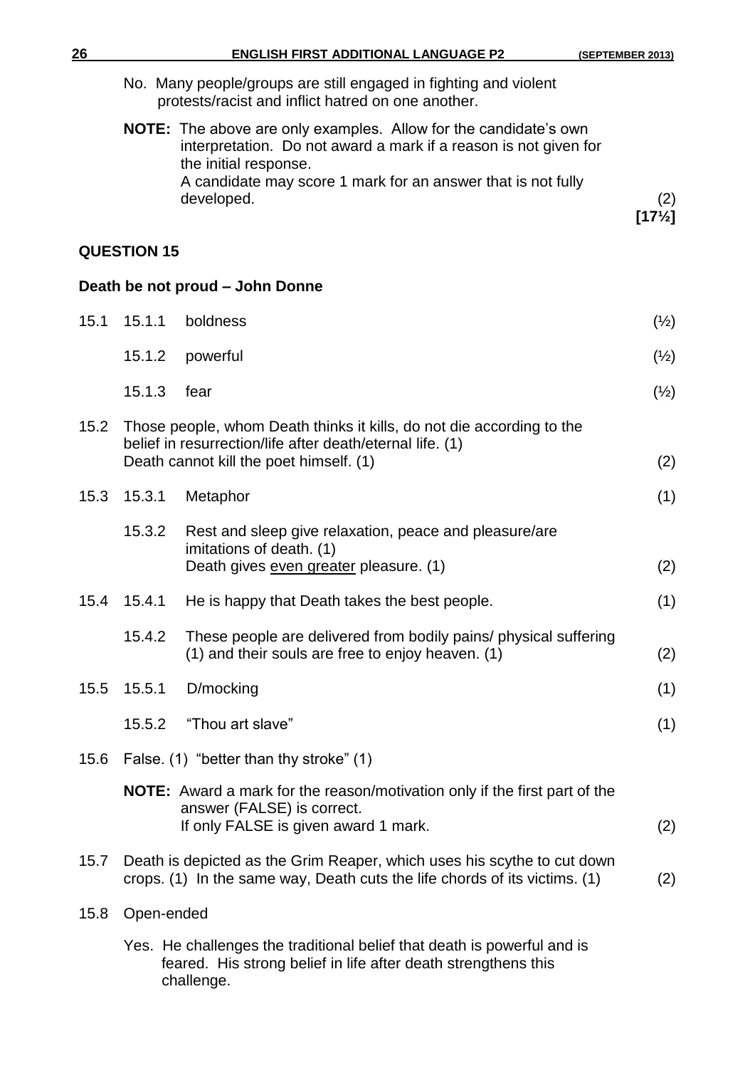No. Many people/groups are still engaged in fighting and violent protests/racist and inflict hatred on one another.

**NOTE:** The above are only examples. Allow for the candidate's own interpretation. Do not award a mark if a reason is not given for the initial response.
A candidate may score 1 mark for an answer that is not fully developed. (2)

**[17½]**

## QUESTION 15

### Death be not proud – John Donne

15.1
- 15.1.1 boldness (½)
- 15.1.2 powerful (½)
- 15.1.3 fear (½)

15.2 Those people, whom Death thinks it kills, do not die according to the belief in resurrection/life after death/eternal life. (1)
Death cannot kill the poet himself. (1) (2)

15.3
- 15.3.1 Metaphor (1)
- 15.3.2 Rest and sleep give relaxation, peace and pleasure/are imitations of death. (1)
Death gives <u>even greater</u> pleasure. (1) (2)

15.4
- 15.4.1 He is happy that Death takes the best people. (1)
- 15.4.2 These people are delivered from bodily pains/ physical suffering (1) and their souls are free to enjoy heaven. (1) (2)

15.5
- 15.5.1 D/mocking (1)
- 15.5.2 "Thou art slave" (1)

15.6 False. (1) "better than thy stroke" (1)

**NOTE:** Award a mark for the reason/motivation only if the first part of the answer (FALSE) is correct.
If only FALSE is given award 1 mark. (2)

15.7 Death is depicted as the Grim Reaper, which uses his scythe to cut down crops. (1) In the same way, Death cuts the life chords of its victims. (1) (2)

15.8 Open-ended

Yes. He challenges the traditional belief that death is powerful and is feared. His strong belief in life after death strengthens this challenge.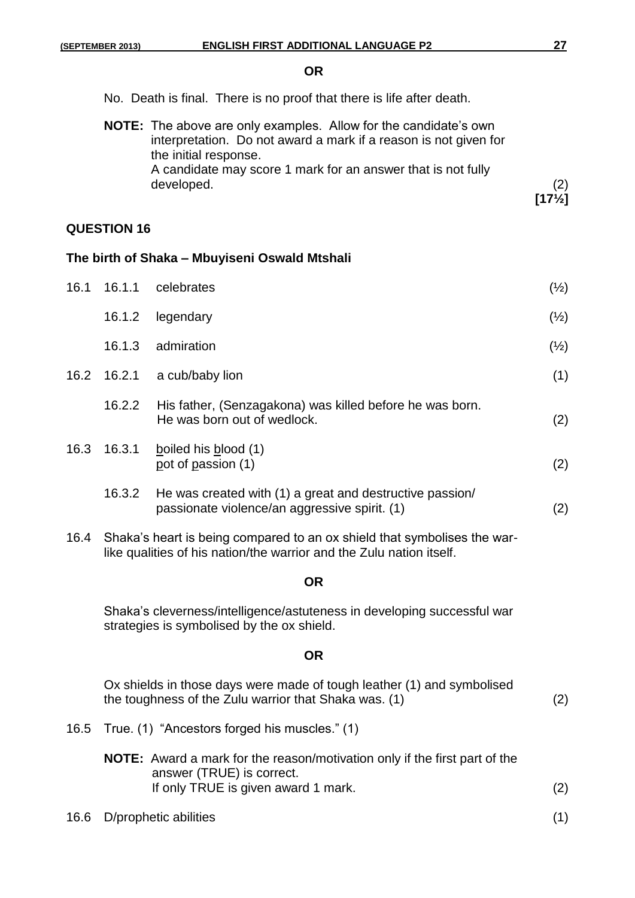**OR**

No. Death is final. There is no proof that there is life after death.

**NOTE:** The above are only examples. Allow for the candidate's own interpretation. Do not award a mark if a reason is not given for the initial response.
A candidate may score 1 mark for an answer that is not fully developed. (2)

**[17½]**

## QUESTION 16

### The birth of Shaka – Mbuyiseni Oswald Mtshali

16.1 16.1.1 celebrates (½)

16.1.2 legendary (½)

16.1.3 admiration (½)

16.2 16.2.1 a cub/baby lion (1)

16.2.2 His father, (Senzagakona) was killed before he was born. He was born out of wedlock. (2)

16.3 16.3.1 <u>b</u>oiled his <u>b</u>lood (1)
<u>p</u>ot of <u>p</u>assion (1) (2)

16.3.2 He was created with (1) a great and destructive passion/ passionate violence/an aggressive spirit. (1) (2)

16.4 Shaka's heart is being compared to an ox shield that symbolises the war-like qualities of his nation/the warrior and the Zulu nation itself.

**OR**

Shaka's cleverness/intelligence/astuteness in developing successful war strategies is symbolised by the ox shield.

**OR**

Ox shields in those days were made of tough leather (1) and symbolised the toughness of the Zulu warrior that Shaka was. (1) (2)

16.5 True. (1) "Ancestors forged his muscles." (1)

**NOTE:** Award a mark for the reason/motivation only if the first part of the answer (TRUE) is correct.
If only TRUE is given award 1 mark. (2)

16.6 D/prophetic abilities (1)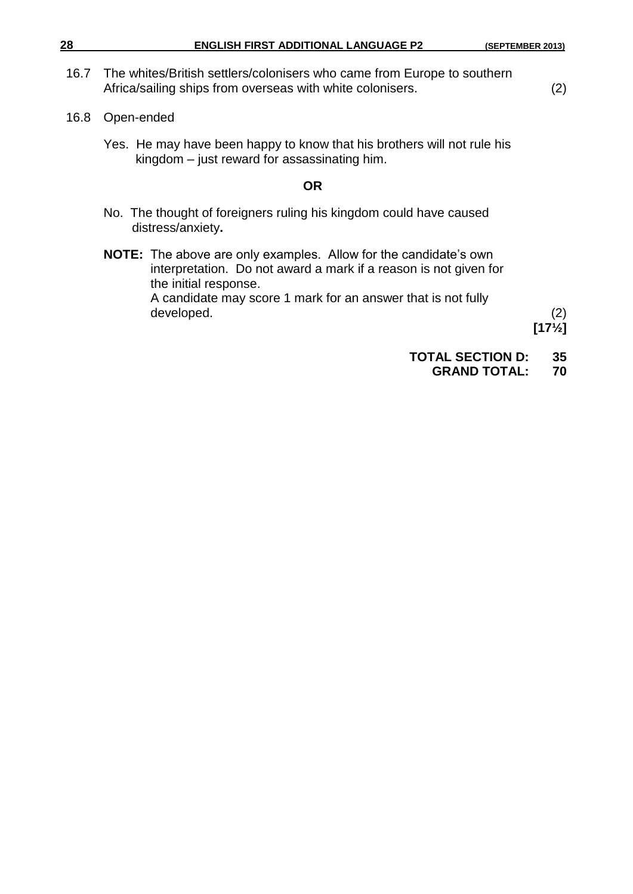16.7 The whites/British settlers/colonisers who came from Europe to southern Africa/sailing ships from overseas with white colonisers. (2)

16.8 Open-ended

Yes. He may have been happy to know that his brothers will not rule his kingdom – just reward for assassinating him.

**OR**

No. The thought of foreigners ruling his kingdom could have caused distress/anxiety**.**

**NOTE:** The above are only examples. Allow for the candidate's own interpretation. Do not award a mark if a reason is not given for the initial response.
A candidate may score 1 mark for an answer that is not fully developed. (2)

**[17½]**

**TOTAL SECTION D: 35**

**GRAND TOTAL: 70**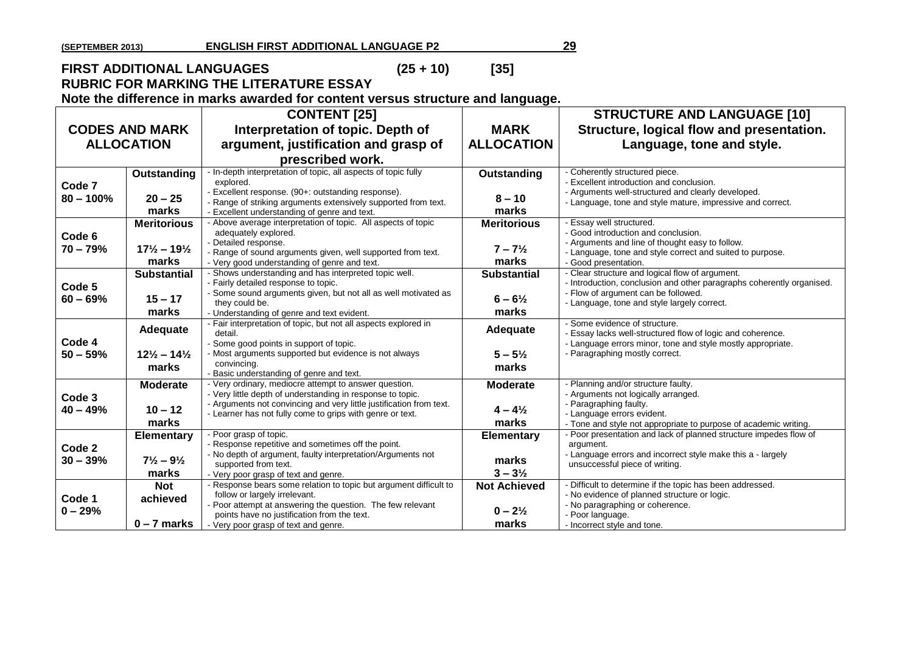## FIRST ADDITIONAL LANGUAGES (25 + 10) [35]

## RUBRIC FOR MARKING THE LITERATURE ESSAY

**Note the difference in marks awarded for content versus structure and language.**

| CODES AND MARK ALLOCATION | | CONTENT [25] Interpretation of topic. Depth of argument, justification and grasp of prescribed work. | MARK ALLOCATION | STRUCTURE AND LANGUAGE [10] Structure, logical flow and presentation. Language, tone and style. |
|---|---|---|---|---|
| Code 7 80 – 100% | Outstanding 20 – 25 marks | - In-depth interpretation of topic, all aspects of topic fully explored.<br>- Excellent response. (90+: outstanding response).<br>- Range of striking arguments extensively supported from text.<br>- Excellent understanding of genre and text. | Outstanding 8 – 10 marks | - Coherently structured piece.<br>- Excellent introduction and conclusion.<br>- Arguments well-structured and clearly developed.<br>- Language, tone and style mature, impressive and correct. |
| Code 6 70 – 79% | Meritorious 17½ – 19½ marks | - Above average interpretation of topic. All aspects of topic adequately explored.<br>- Detailed response.<br>- Range of sound arguments given, well supported from text.<br>- Very good understanding of genre and text. | Meritorious 7 – 7½ marks | - Essay well structured.<br>- Good introduction and conclusion.<br>- Arguments and line of thought easy to follow.<br>- Language, tone and style correct and suited to purpose.<br>- Good presentation. |
| Code 5 60 – 69% | Substantial 15 – 17 marks | - Shows understanding and has interpreted topic well.<br>- Fairly detailed response to topic.<br>- Some sound arguments given, but not all as well motivated as they could be.<br>- Understanding of genre and text evident. | Substantial 6 – 6½ marks | - Clear structure and logical flow of argument.<br>- Introduction, conclusion and other paragraphs coherently organised.<br>- Flow of argument can be followed.<br>- Language, tone and style largely correct. |
| Code 4 50 – 59% | Adequate 12½ – 14½ marks | - Fair interpretation of topic, but not all aspects explored in detail.<br>- Some good points in support of topic.<br>- Most arguments supported but evidence is not always convincing.<br>- Basic understanding of genre and text. | Adequate 5 – 5½ marks | - Some evidence of structure.<br>- Essay lacks well-structured flow of logic and coherence.<br>- Language errors minor, tone and style mostly appropriate.<br>- Paragraphing mostly correct. |
| Code 3 40 – 49% | Moderate 10 – 12 marks | - Very ordinary, mediocre attempt to answer question.<br>- Very little depth of understanding in response to topic.<br>- Arguments not convincing and very little justification from text.<br>- Learner has not fully come to grips with genre or text. | Moderate 4 – 4½ marks | - Planning and/or structure faulty.<br>- Arguments not logically arranged.<br>- Paragraphing faulty.<br>- Language errors evident.<br>- Tone and style not appropriate to purpose of academic writing. |
| Code 2 30 – 39% | Elementary 7½ – 9½ marks | - Poor grasp of topic.<br>- Response repetitive and sometimes off the point.<br>- No depth of argument, faulty interpretation/Arguments not supported from text.<br>- Very poor grasp of text and genre. | Elementary marks 3 – 3½ | - Poor presentation and lack of planned structure impedes flow of argument.<br>- Language errors and incorrect style make this a - largely unsuccessful piece of writing. |
| Code 1 0 – 29% | Not achieved 0 – 7 marks | - Response bears some relation to topic but argument difficult to follow or largely irrelevant.<br>- Poor attempt at answering the question. The few relevant points have no justification from the text.<br>- Very poor grasp of text and genre. | Not Achieved 0 – 2½ marks | - Difficult to determine if the topic has been addressed.<br>- No evidence of planned structure or logic.<br>- No paragraphing or coherence.<br>- Poor language.<br>- Incorrect style and tone. |